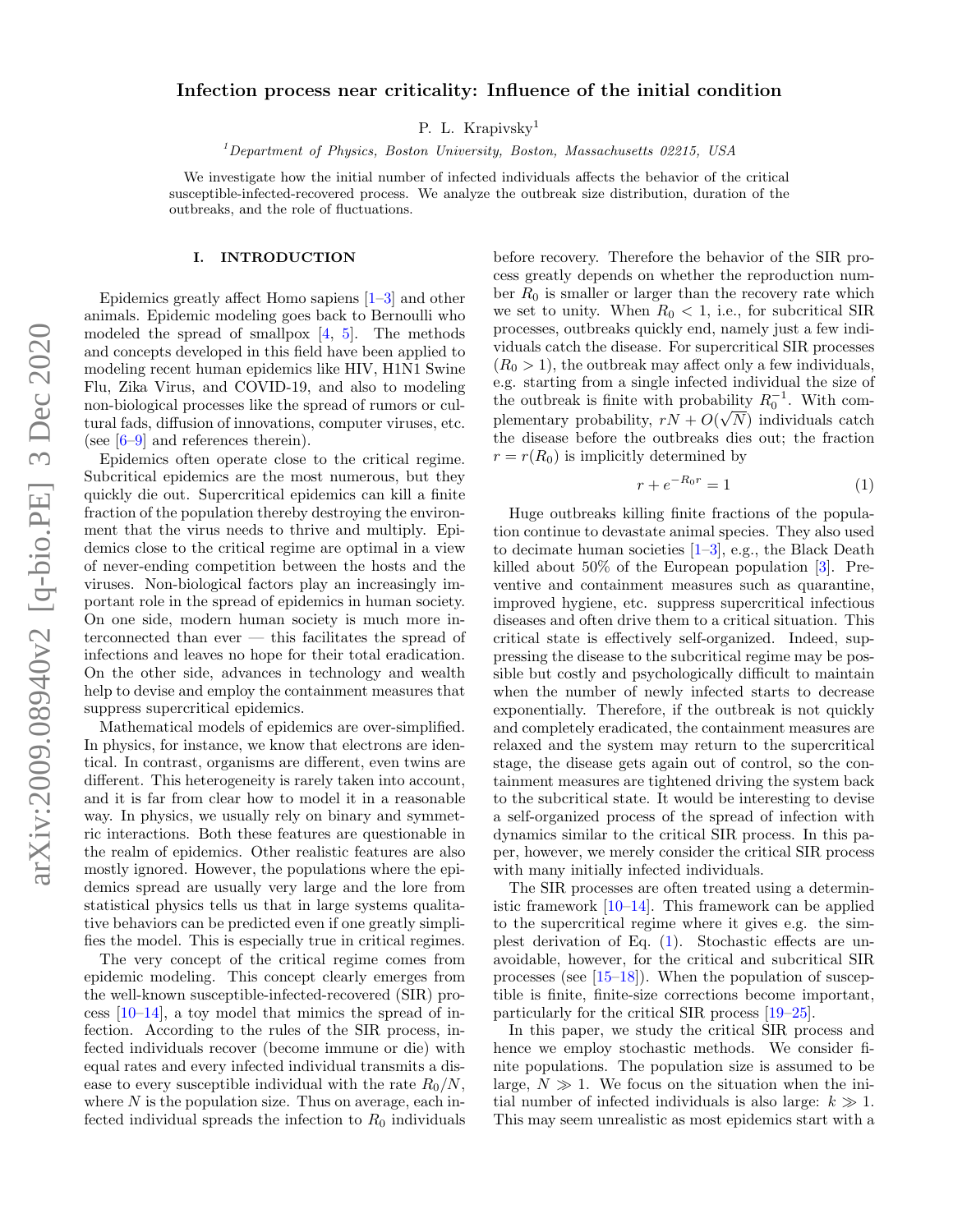# Infection process near criticality: Influence of the initial condition

P. L. Krapivsky[1]

[1] *Department of Physics, Boston University, Boston, Massachusetts 02215, USA*

We investigate how the initial number of infected individuals affects the behavior of the critical susceptible-infected-recovered process. We analyze the outbreak size distribution, duration of the outbreaks, and the role of fluctuations.

## I. INTRODUCTION

Epidemics greatly affect Homo sapiens [1–3] and other animals. Epidemic modeling goes back to Bernoulli who modeled the spread of smallpox [4, 5]. The methods and concepts developed in this field have been applied to modeling recent human epidemics like HIV, H1N1 Swine Flu, Zika Virus, and COVID-19, and also to modeling non-biological processes like the spread of rumors or cultural fads, diffusion of innovations, computer viruses, etc. (see [6–9] and references therein).

Epidemics often operate close to the critical regime. Subcritical epidemics are the most numerous, but they quickly die out. Supercritical epidemics can kill a finite fraction of the population thereby destroying the environment that the virus needs to thrive and multiply. Epidemics close to the critical regime are optimal in a view of never-ending competition between the hosts and the viruses. Non-biological factors play an increasingly important role in the spread of epidemics in human society. On one side, modern human society is much more interconnected than ever — this facilitates the spread of infections and leaves no hope for their total eradication. On the other side, advances in technology and wealth help to devise and employ the containment measures that suppress supercritical epidemics.

Mathematical models of epidemics are over-simplified. In physics, for instance, we know that electrons are identical. In contrast, organisms are different, even twins are different. This heterogeneity is rarely taken into account, and it is far from clear how to model it in a reasonable way. In physics, we usually rely on binary and symmetric interactions. Both these features are questionable in the realm of epidemics. Other realistic features are also mostly ignored. However, the populations where the epidemics spread are usually very large and the lore from statistical physics tells us that in large systems qualitative behaviors can be predicted even if one greatly simplifies the model. This is especially true in critical regimes.

The very concept of the critical regime comes from epidemic modeling. This concept clearly emerges from the well-known susceptible-infected-recovered (SIR) process [10–14], a toy model that mimics the spread of infection. According to the rules of the SIR process, infected individuals recover (become immune or die) with equal rates and every infected individual transmits a disease to every susceptible individual with the rate $R_0/N$, where $N$ is the population size. Thus on average, each infected individual spreads the infection to $R_0$ individuals before recovery. Therefore the behavior of the SIR process greatly depends on whether the reproduction number $R_0$ is smaller or larger than the recovery rate which we set to unity. When $R_0 < 1$, i.e., for subcritical SIR processes, outbreaks quickly end, namely just a few individuals catch the disease. For supercritical SIR processes ($R_0 > 1$), the outbreak may affect only a few individuals, e.g. starting from a single infected individual the size of the outbreak is finite with probability $R_0^{-1}$. With complementary probability, $rN + O(\sqrt{N})$ individuals catch the disease before the outbreaks dies out; the fraction $r = r(R_0)$ is implicitly determined by

$$r + e^{-R_0 r} = 1 \tag{1}$$

Huge outbreaks killing finite fractions of the population continue to devastate animal species. They also used to decimate human societies [1–3], e.g., the Black Death killed about 50% of the European population [3]. Preventive and containment measures such as quarantine, improved hygiene, etc. suppress supercritical infectious diseases and often drive them to a critical situation. This critical state is effectively self-organized. Indeed, suppressing the disease to the subcritical regime may be possible but costly and psychologically difficult to maintain when the number of newly infected starts to decrease exponentially. Therefore, if the outbreak is not quickly and completely eradicated, the containment measures are relaxed and the system may return to the supercritical stage, the disease gets again out of control, so the containment measures are tightened driving the system back to the subcritical state. It would be interesting to devise a self-organized process of the spread of infection with dynamics similar to the critical SIR process. In this paper, however, we merely consider the critical SIR process with many initially infected individuals.

The SIR processes are often treated using a deterministic framework [10–14]. This framework can be applied to the supercritical regime where it gives e.g. the simplest derivation of Eq. (1). Stochastic effects are unavoidable, however, for the critical and subcritical SIR processes (see [15–18]). When the population of susceptible is finite, finite-size corrections become important, particularly for the critical SIR process [19–25].

In this paper, we study the critical SIR process and hence we employ stochastic methods. We consider finite populations. The population size is assumed to be large, $N \gg 1$. We focus on the situation when the initial number of infected individuals is also large: $k \gg 1$. This may seem unrealistic as most epidemics start with a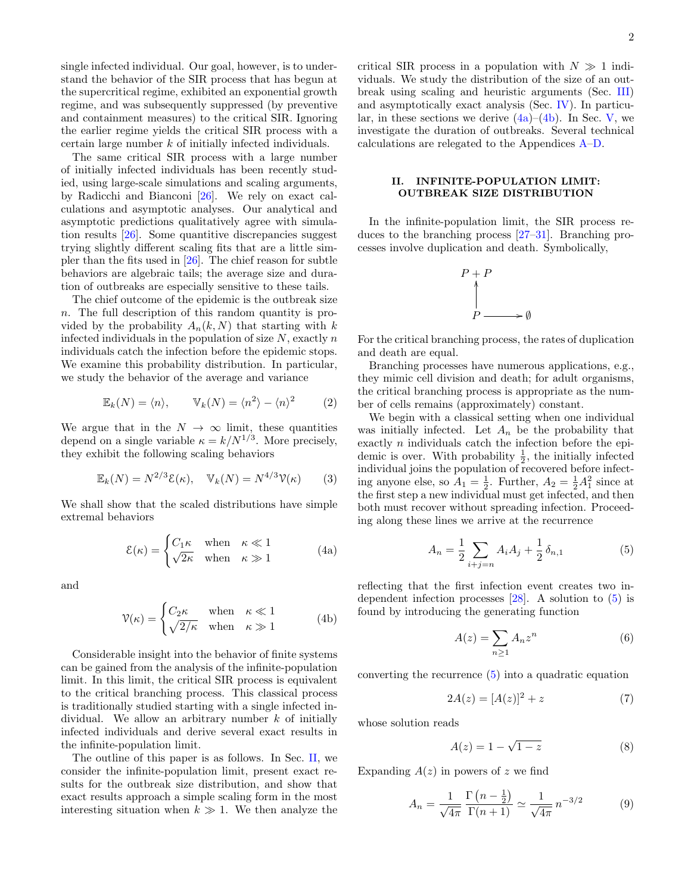single infected individual. Our goal, however, is to understand the behavior of the SIR process that has begun at the supercritical regime, exhibited an exponential growth regime, and was subsequently suppressed (by preventive and containment measures) to the critical SIR. Ignoring the earlier regime yields the critical SIR process with a certain large number $k$ of initially infected individuals.

The same critical SIR process with a large number of initially infected individuals has been recently studied, using large-scale simulations and scaling arguments, by Radicchi and Bianconi [26]. We rely on exact calculations and asymptotic analyses. Our analytical and asymptotic predictions qualitatively agree with simulation results [26]. Some quantitive discrepancies suggest trying slightly different scaling fits that are a little simpler than the fits used in [26]. The chief reason for subtle behaviors are algebraic tails; the average size and duration of outbreaks are especially sensitive to these tails.

The chief outcome of the epidemic is the outbreak size $n$. The full description of this random quantity is provided by the probability $A_n(k,N)$ that starting with $k$ infected individuals in the population of size $N$, exactly $n$ individuals catch the infection before the epidemic stops. We examine this probability distribution. In particular, we study the behavior of the average and variance

$$\mathbb{E}_k(N) = \langle n\rangle, \qquad \mathbb{V}_k(N) = \langle n^2\rangle - \langle n\rangle^2 \tag{2}$$

We argue that in the $N\to\infty$ limit, these quantities depend on a single variable $\kappa = k/N^{1/3}$. More precisely, they exhibit the following scaling behaviors

$$\mathbb{E}_k(N) = N^{2/3}\mathcal{E}(\kappa), \quad \mathbb{V}_k(N) = N^{4/3}\mathcal{V}(\kappa) \tag{3}$$

We shall show that the scaled distributions have simple extremal behaviors

$$\mathcal{E}(\kappa) = \begin{cases} C_1\kappa & \text{when} \quad \kappa \ll 1 \\ \sqrt{2\kappa} & \text{when} \quad \kappa \gg 1 \end{cases} \tag{4a}$$

and

$$\mathcal{V}(\kappa) = \begin{cases} C_2\kappa & \text{when} \quad \kappa \ll 1 \\ \sqrt{2/\kappa} & \text{when} \quad \kappa \gg 1 \end{cases} \tag{4b}$$

Considerable insight into the behavior of finite systems can be gained from the analysis of the infinite-population limit. In this limit, the critical SIR process is equivalent to the critical branching process. This classical process is traditionally studied starting with a single infected individual. We allow an arbitrary number $k$ of initially infected individuals and derive several exact results in the infinite-population limit.

The outline of this paper is as follows. In Sec. II, we consider the infinite-population limit, present exact results for the outbreak size distribution, and show that exact results approach a simple scaling form in the most interesting situation when $k \gg 1$. We then analyze the critical SIR process in a population with $N \gg 1$ individuals. We study the distribution of the size of an outbreak using scaling and heuristic arguments (Sec. III) and asymptotically exact analysis (Sec. IV). In particular, in these sections we derive (4a)–(4b). In Sec. V, we investigate the duration of outbreaks. Several technical calculations are relegated to the Appendices A–D.

## II. INFINITE-POPULATION LIMIT: OUTBREAK SIZE DISTRIBUTION

In the infinite-population limit, the SIR process reduces to the branching process [27–31]. Branching processes involve duplication and death. Symbolically,

$$\begin{array}{c} P+P \\ \uparrow \\ P \longrightarrow \emptyset \end{array}$$

For the critical branching process, the rates of duplication and death are equal.

Branching processes have numerous applications, e.g., they mimic cell division and death; for adult organisms, the critical branching process is appropriate as the number of cells remains (approximately) constant.

We begin with a classical setting when one individual was initially infected. Let $A_n$ be the probability that exactly $n$ individuals catch the infection before the epidemic is over. With probability $\frac{1}{2}$, the initially infected individual joins the population of recovered before infecting anyone else, so $A_1 = \frac{1}{2}$. Further, $A_2 = \frac{1}{2}A_1^2$ since at the first step a new individual must get infected, and then both must recover without spreading infection. Proceeding along these lines we arrive at the recurrence

$$A_n = \frac{1}{2}\sum_{i+j=n} A_i A_j + \frac{1}{2}\,\delta_{n,1} \tag{5}$$

reflecting that the first infection event creates two independent infection processes [28]. A solution to (5) is found by introducing the generating function

$$A(z) = \sum_{n\geq 1} A_n z^n \tag{6}$$

converting the recurrence (5) into a quadratic equation

$$2A(z) = [A(z)]^2 + z \tag{7}$$

whose solution reads

$$A(z) = 1 - \sqrt{1-z} \tag{8}$$

Expanding $A(z)$ in powers of $z$ we find

$$A_n = \frac{1}{\sqrt{4\pi}}\,\frac{\Gamma\left(n-\frac{1}{2}\right)}{\Gamma(n+1)} \simeq \frac{1}{\sqrt{4\pi}}\,n^{-3/2} \tag{9}$$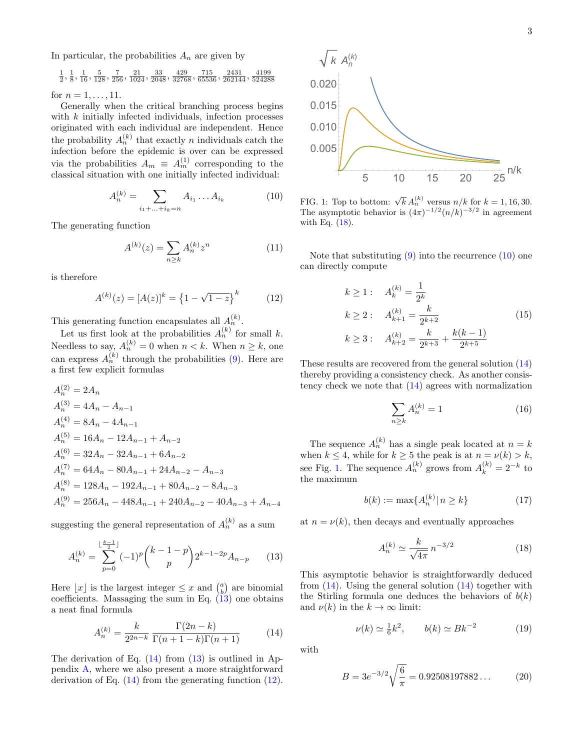In particular, the probabilities $A_n$ are given by

$\frac{1}{2}, \frac{1}{8}, \frac{1}{16}, \frac{5}{128}, \frac{7}{256}, \frac{21}{1024}, \frac{33}{2048}, \frac{429}{32768}, \frac{715}{65536}, \frac{2431}{262144}, \frac{4199}{524288}$

for $n = 1, \dots, 11$.

Generally when the critical branching process begins with $k$ initially infected individuals, infection processes originated with each individual are independent. Hence the probability $A_n^{(k)}$ that exactly $n$ individuals catch the infection before the epidemic is over can be expressed via the probabilities $A_m \equiv A_m^{(1)}$ corresponding to the classical situation with one initially infected individual:

$$A_n^{(k)} = \sum_{i_1+\ldots+i_k=n} A_{i_1} \ldots A_{i_k} \tag{10}$$

The generating function

$$A^{(k)}(z) = \sum_{n\geq k} A_n^{(k)} z^n \tag{11}$$

is therefore

$$A^{(k)}(z) = [A(z)]^k = \left\{1 - \sqrt{1-z}\right\}^k \tag{12}$$

This generating function encapsulates all $A_n^{(k)}$.

Let us first look at the probabilities $A_n^{(k)}$ for small $k$. Needless to say, $A_n^{(k)} = 0$ when $n < k$. When $n \geq k$, one can express $A_n^{(k)}$ through the probabilities (9). Here are a first few explicit formulas

$$
\begin{aligned}
A_n^{(2)} &= 2A_n \\
A_n^{(3)} &= 4A_n - A_{n-1} \\
A_n^{(4)} &= 8A_n - 4A_{n-1} \\
A_n^{(5)} &= 16A_n - 12A_{n-1} + A_{n-2} \\
A_n^{(6)} &= 32A_n - 32A_{n-1} + 6A_{n-2} \\
A_n^{(7)} &= 64A_n - 80A_{n-1} + 24A_{n-2} - A_{n-3} \\
A_n^{(8)} &= 128A_n - 192A_{n-1} + 80A_{n-2} - 8A_{n-3} \\
A_n^{(9)} &= 256A_n - 448A_{n-1} + 240A_{n-2} - 40A_{n-3} + A_{n-4}
\end{aligned}
$$

suggesting the general representation of $A_n^{(k)}$ as a sum

$$A_n^{(k)} = \sum_{p=0}^{\lfloor \frac{k-1}{2} \rfloor} (-1)^p \binom{k-1-p}{p} 2^{k-1-2p} A_{n-p} \tag{13}$$

Here $\lfloor x \rfloor$ is the largest integer $\leq x$ and $\binom{a}{b}$ are binomial coefficients. Massaging the sum in Eq. (13) one obtains a neat final formula

$$A_n^{(k)} = \frac{k}{2^{2n-k}} \frac{\Gamma(2n-k)}{\Gamma(n+1-k)\Gamma(n+1)} \tag{14}$$

The derivation of Eq. (14) from (13) is outlined in Appendix A, where we also present a more straightforward derivation of Eq. (14) from the generating function (12).

FIG. 1: Top to bottom: $\sqrt{k}\, A_n^{(k)}$ versus $n/k$ for $k = 1, 16, 30$. The asymptotic behavior is $(4\pi)^{-1/2}(n/k)^{-3/2}$ in agreement with Eq. (18).

Note that substituting (9) into the recurrence (10) one can directly compute

$$
\begin{aligned}
k \geq 1: &\quad A_k^{(k)} = \frac{1}{2^k} \\
k \geq 2: &\quad A_{k+1}^{(k)} = \frac{k}{2^{k+2}} \\
k \geq 3: &\quad A_{k+2}^{(k)} = \frac{k}{2^{k+3}} + \frac{k(k-1)}{2^{k+5}}
\end{aligned}
\tag{15}
$$

These results are recovered from the general solution (14) thereby providing a consistency check. As another consistency check we note that (14) agrees with normalization

$$\sum_{n\geq k} A_n^{(k)} = 1 \tag{16}$$

The sequence $A_n^{(k)}$ has a single peak located at $n = k$ when $k \leq 4$, while for $k \geq 5$ the peak is at $n = \nu(k) > k$, see Fig. 1. The sequence $A_n^{(k)}$ grows from $A_k^{(k)} = 2^{-k}$ to the maximum

$$b(k) := \max\{A_n^{(k)} \,|\, n \geq k\} \tag{17}$$

at $n = \nu(k)$, then decays and eventually approaches

$$A_n^{(k)} \simeq \frac{k}{\sqrt{4\pi}}\, n^{-3/2} \tag{18}$$

This asymptotic behavior is straightforwardly deduced from (14). Using the general solution (14) together with the Stirling formula one deduces the behaviors of $b(k)$ and $\nu(k)$ in the $k \to \infty$ limit:

$$\nu(k) \simeq \tfrac{1}{6}k^2, \qquad b(k) \simeq Bk^{-2} \tag{19}$$

with

$$B = 3e^{-3/2}\sqrt{\frac{6}{\pi}} = 0.92508197882\ldots \tag{20}$$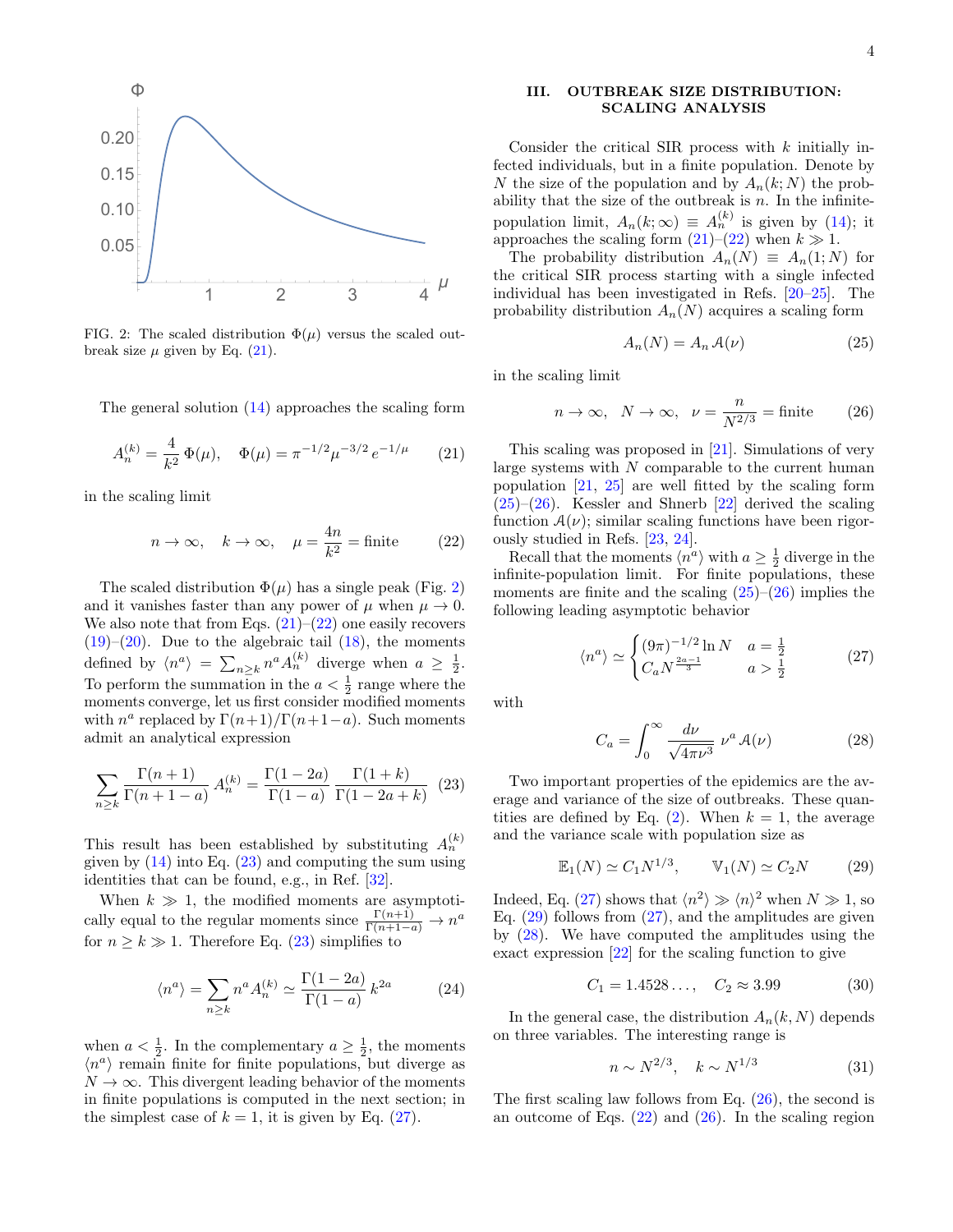Φ

0.20

0.15

0.10

0.05

1 2 3 4 μ

FIG. 2: The scaled distribution $\Phi(\mu)$ versus the scaled outbreak size $\mu$ given by Eq. (21).

The general solution (14) approaches the scaling form

$$A_n^{(k)} = \frac{4}{k^2}\,\Phi(\mu), \quad \Phi(\mu) = \pi^{-1/2}\mu^{-3/2}\,e^{-1/\mu} \tag{21}$$

in the scaling limit

$$n\to\infty, \quad k\to\infty, \quad \mu = \frac{4n}{k^2} = \text{finite} \tag{22}$$

The scaled distribution $\Phi(\mu)$ has a single peak (Fig. 2) and it vanishes faster than any power of $\mu$ when $\mu\to 0$. We also note that from Eqs. (21)–(22) one easily recovers (19)–(20). Due to the algebraic tail (18), the moments defined by $\langle n^a\rangle = \sum_{n\geq k} n^a A_n^{(k)}$ diverge when $a\geq \frac{1}{2}$. To perform the summation in the $a<\frac{1}{2}$ range where the moments converge, let us first consider modified moments with $n^a$ replaced by $\Gamma(n+1)/\Gamma(n+1-a)$. Such moments admit an analytical expression

$$\sum_{n\geq k}\frac{\Gamma(n+1)}{\Gamma(n+1-a)}\,A_n^{(k)} = \frac{\Gamma(1-2a)}{\Gamma(1-a)}\,\frac{\Gamma(1+k)}{\Gamma(1-2a+k)} \tag{23}$$

This result has been established by substituting $A_n^{(k)}$ given by (14) into Eq. (23) and computing the sum using identities that can be found, e.g., in Ref. [32].

When $k\gg 1$, the modified moments are asymptotically equal to the regular moments since $\frac{\Gamma(n+1)}{\Gamma(n+1-a)}\to n^a$ for $n\geq k\gg 1$. Therefore Eq. (23) simplifies to

$$\langle n^a\rangle = \sum_{n\geq k} n^a A_n^{(k)} \simeq \frac{\Gamma(1-2a)}{\Gamma(1-a)}\,k^{2a} \tag{24}$$

when $a<\frac{1}{2}$. In the complementary $a\geq\frac{1}{2}$, the moments $\langle n^a\rangle$ remain finite for finite populations, but diverge as $N\to\infty$. This divergent leading behavior of the moments in finite populations is computed in the next section; in the simplest case of $k=1$, it is given by Eq. (27).

## III. OUTBREAK SIZE DISTRIBUTION: SCALING ANALYSIS

Consider the critical SIR process with $k$ initially infected individuals, but in a finite population. Denote by $N$ the size of the population and by $A_n(k;N)$ the probability that the size of the outbreak is $n$. In the infinite-population limit, $A_n(k;\infty)\equiv A_n^{(k)}$ is given by (14); it approaches the scaling form (21)–(22) when $k\gg 1$.

The probability distribution $A_n(N)\equiv A_n(1;N)$ for the critical SIR process starting with a single infected individual has been investigated in Refs. [20–25]. The probability distribution $A_n(N)$ acquires a scaling form

$$A_n(N) = A_n\,\mathcal{A}(\nu) \tag{25}$$

in the scaling limit

$$n\to\infty, \quad N\to\infty, \quad \nu = \frac{n}{N^{2/3}} = \text{finite} \tag{26}$$

This scaling was proposed in [21]. Simulations of very large systems with $N$ comparable to the current human population [21, 25] are well fitted by the scaling form (25)–(26). Kessler and Shnerb [22] derived the scaling function $\mathcal{A}(\nu)$; similar scaling functions have been rigorously studied in Refs. [23, 24].

Recall that the moments $\langle n^a\rangle$ with $a\geq\frac{1}{2}$ diverge in the infinite-population limit. For finite populations, these moments are finite and the scaling (25)–(26) implies the following leading asymptotic behavior

$$\langle n^a\rangle \simeq \begin{cases}(9\pi)^{-1/2}\ln N & a=\frac{1}{2}\\ C_a N^{\frac{2a-1}{3}} & a>\frac{1}{2}\end{cases} \tag{27}$$

with

$$C_a = \int_0^\infty \frac{d\nu}{\sqrt{4\pi\nu^3}}\,\nu^a\,\mathcal{A}(\nu) \tag{28}$$

Two important properties of the epidemics are the average and variance of the size of outbreaks. These quantities are defined by Eq. (2). When $k=1$, the average and the variance scale with population size as

$$\mathbb{E}_1(N)\simeq C_1 N^{1/3}, \qquad \mathbb{V}_1(N)\simeq C_2 N \tag{29}$$

Indeed, Eq. (27) shows that $\langle n^2\rangle\gg\langle n\rangle^2$ when $N\gg 1$, so Eq. (29) follows from (27), and the amplitudes are given by (28). We have computed the amplitudes using the exact expression [22] for the scaling function to give

$$C_1 = 1.4528\ldots, \qquad C_2\approx 3.99 \tag{30}$$

In the general case, the distribution $A_n(k,N)$ depends on three variables. The interesting range is

$$n\sim N^{2/3}, \quad k\sim N^{1/3} \tag{31}$$

The first scaling law follows from Eq. (26), the second is an outcome of Eqs. (22) and (26). In the scaling region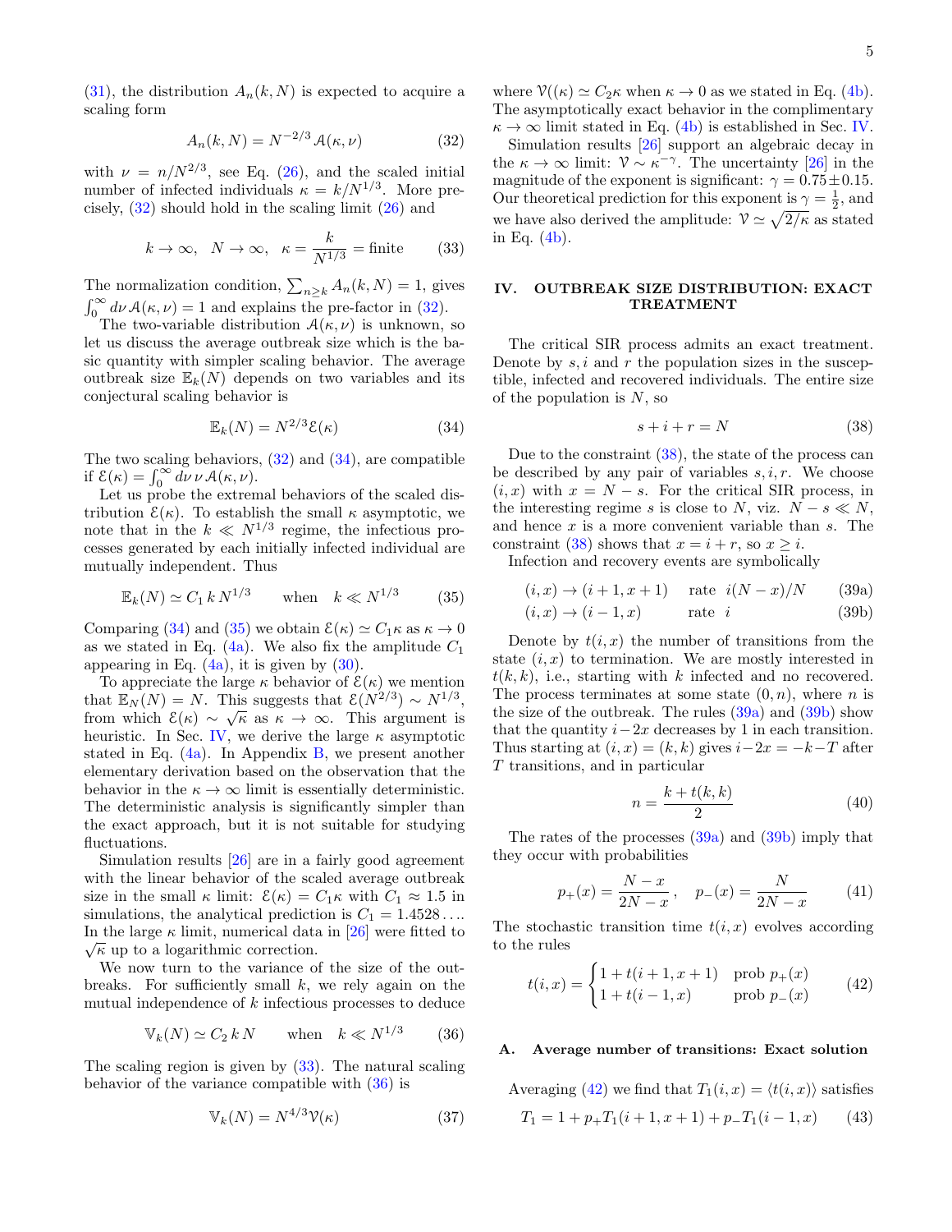(31), the distribution $A_n(k, N)$ is expected to acquire a scaling form

$$A_n(k, N) = N^{-2/3}\,\mathcal{A}(\kappa, \nu) \tag{32}$$

with $\nu = n/N^{2/3}$, see Eq. (26), and the scaled initial number of infected individuals $\kappa = k/N^{1/3}$. More precisely, (32) should hold in the scaling limit (26) and

$$k \to \infty, \quad N \to \infty, \quad \kappa = \frac{k}{N^{1/3}} = \text{finite} \tag{33}$$

The normalization condition, $\sum_{n\geq k} A_n(k, N) = 1$, gives $\int_0^\infty d\nu\, \mathcal{A}(\kappa, \nu) = 1$ and explains the pre-factor in (32).

The two-variable distribution $\mathcal{A}(\kappa, \nu)$ is unknown, so let us discuss the average outbreak size which is the basic quantity with simpler scaling behavior. The average outbreak size $\mathbb{E}_k(N)$ depends on two variables and its conjectural scaling behavior is

$$\mathbb{E}_k(N) = N^{2/3}\mathcal{E}(\kappa) \tag{34}$$

The two scaling behaviors, (32) and (34), are compatible if $\mathcal{E}(\kappa) = \int_0^\infty d\nu\, \nu\, \mathcal{A}(\kappa, \nu)$.

Let us probe the extremal behaviors of the scaled distribution $\mathcal{E}(\kappa)$. To establish the small $\kappa$ asymptotic, we note that in the $k \ll N^{1/3}$ regime, the infectious processes generated by each initially infected individual are mutually independent. Thus

$$\mathbb{E}_k(N) \simeq C_1\, k\, N^{1/3} \qquad \text{when} \quad k \ll N^{1/3} \tag{35}$$

Comparing (34) and (35) we obtain $\mathcal{E}(\kappa) \simeq C_1 \kappa$ as $\kappa \to 0$ as we stated in Eq. (4a). We also fix the amplitude $C_1$ appearing in Eq. (4a), it is given by (30).

To appreciate the large $\kappa$ behavior of $\mathcal{E}(\kappa)$ we mention that $\mathbb{E}_N(N) = N$. This suggests that $\mathcal{E}(N^{2/3}) \sim N^{1/3}$, from which $\mathcal{E}(\kappa) \sim \sqrt{\kappa}$ as $\kappa \to \infty$. This argument is heuristic. In Sec. IV, we derive the large $\kappa$ asymptotic stated in Eq. (4a). In Appendix B, we present another elementary derivation based on the observation that the behavior in the $\kappa \to \infty$ limit is essentially deterministic. The deterministic analysis is significantly simpler than the exact approach, but it is not suitable for studying fluctuations.

Simulation results [26] are in a fairly good agreement with the linear behavior of the scaled average outbreak size in the small $\kappa$ limit: $\mathcal{E}(\kappa) = C_1\kappa$ with $C_1 \approx 1.5$ in simulations, the analytical prediction is $C_1 = 1.4528\ldots$. In the large $\kappa$ limit, numerical data in [26] were fitted to $\sqrt{\kappa}$ up to a logarithmic correction.

We now turn to the variance of the size of the outbreaks. For sufficiently small $k$, we rely again on the mutual independence of $k$ infectious processes to deduce

$$\mathbb{V}_k(N) \simeq C_2\, k\, N \qquad \text{when} \quad k \ll N^{1/3} \tag{36}$$

The scaling region is given by (33). The natural scaling behavior of the variance compatible with (36) is

$$\mathbb{V}_k(N) = N^{4/3}\mathcal{V}(\kappa) \tag{37}$$

where $\mathcal{V}((\kappa) \simeq C_2\kappa$ when $\kappa \to 0$ as we stated in Eq. (4b). The asymptotically exact behavior in the complimentary $\kappa \to \infty$ limit stated in Eq. (4b) is established in Sec. IV.

Simulation results [26] support an algebraic decay in the $\kappa \to \infty$ limit: $\mathcal{V} \sim \kappa^{-\gamma}$. The uncertainty [26] in the magnitude of the exponent is significant: $\gamma = 0.75 \pm 0.15$. Our theoretical prediction for this exponent is $\gamma = \frac{1}{2}$, and we have also derived the amplitude: $\mathcal{V} \simeq \sqrt{2/\kappa}$ as stated in Eq. (4b).

## IV. OUTBREAK SIZE DISTRIBUTION: EXACT TREATMENT

The critical SIR process admits an exact treatment. Denote by $s, i$ and $r$ the population sizes in the susceptible, infected and recovered individuals. The entire size of the population is $N$, so

$$s + i + r = N \tag{38}$$

Due to the constraint (38), the state of the process can be described by any pair of variables $s, i, r$. We choose $(i, x)$ with $x = N - s$. For the critical SIR process, in the interesting regime $s$ is close to $N$, viz. $N - s \ll N$, and hence $x$ is a more convenient variable than $s$. The constraint (38) shows that $x = i + r$, so $x \geq i$.

Infection and recovery events are symbolically

$$(i, x) \to (i+1, x+1) \qquad \text{rate} \;\; i(N-x)/N \tag{39a}$$

$$(i, x) \to (i-1, x) \qquad \text{rate} \;\; i \tag{39b}$$

Denote by $t(i, x)$ the number of transitions from the state $(i, x)$ to termination. We are mostly interested in $t(k, k)$, i.e., starting with $k$ infected and no recovered. The process terminates at some state $(0, n)$, where $n$ is the size of the outbreak. The rules (39a) and (39b) show that the quantity $i - 2x$ decreases by 1 in each transition. Thus starting at $(i, x) = (k, k)$ gives $i - 2x = -k - T$ after $T$ transitions, and in particular

$$n = \frac{k + t(k, k)}{2} \tag{40}$$

The rates of the processes (39a) and (39b) imply that they occur with probabilities

$$p_+(x) = \frac{N - x}{2N - x}\,, \quad p_-(x) = \frac{N}{2N - x} \tag{41}$$

The stochastic transition time $t(i, x)$ evolves according to the rules

$$t(i, x) = \begin{cases} 1 + t(i+1, x+1) & \text{prob } p_+(x) \\ 1 + t(i-1, x) & \text{prob } p_-(x) \end{cases} \tag{42}$$

### A. Average number of transitions: Exact solution

Averaging (42) we find that $T_1(i, x) = \langle t(i, x)\rangle$ satisfies

$$T_1 = 1 + p_+ T_1(i+1, x+1) + p_- T_1(i-1, x) \tag{43}$$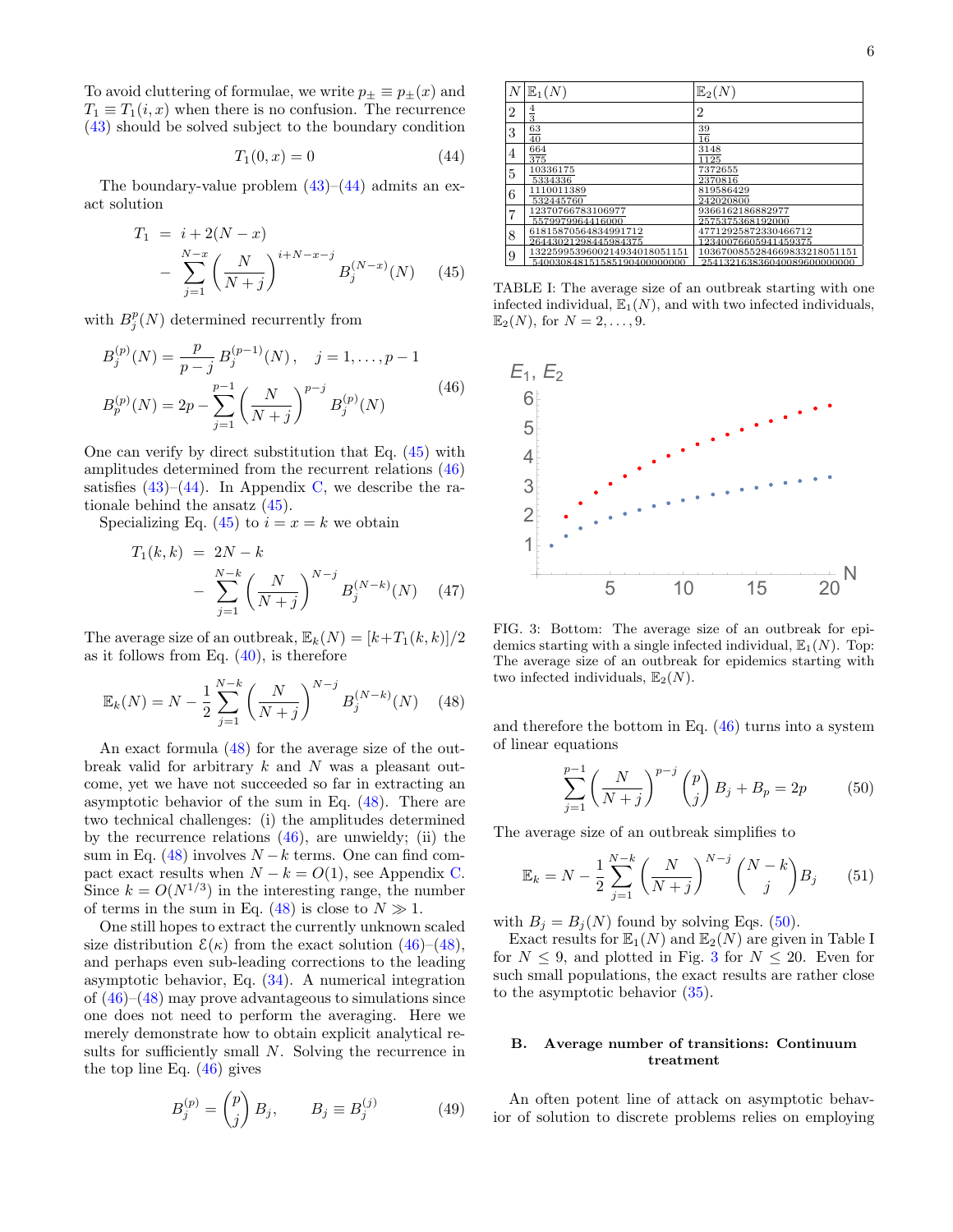To avoid cluttering of formulae, we write $p_\pm \equiv p_\pm(x)$ and $T_1 \equiv T_1(i,x)$ when there is no confusion. The recurrence (43) should be solved subject to the boundary condition

$$T_1(0,x) = 0 \tag{44}$$

The boundary-value problem (43)–(44) admits an exact solution

$$T_1 = i + 2(N-x) - \sum_{j=1}^{N-x} \left(\frac{N}{N+j}\right)^{i+N-x-j} B_j^{(N-x)}(N) \tag{45}$$

with $B_j^p(N)$ determined recurrently from

$$\begin{aligned} B_j^{(p)}(N) &= \frac{p}{p-j}\, B_j^{(p-1)}(N)\,, \quad j=1,\ldots,p-1 \\ B_p^{(p)}(N) &= 2p - \sum_{j=1}^{p-1} \left(\frac{N}{N+j}\right)^{p-j} B_j^{(p)}(N) \end{aligned} \tag{46}$$

One can verify by direct substitution that Eq. (45) with amplitudes determined from the recurrent relations (46) satisfies (43)–(44). In Appendix C, we describe the rationale behind the ansatz (45).

Specializing Eq. (45) to $i = x = k$ we obtain

$$T_1(k,k) = 2N - k - \sum_{j=1}^{N-k} \left(\frac{N}{N+j}\right)^{N-j} B_j^{(N-k)}(N) \tag{47}$$

The average size of an outbreak, $\mathbb{E}_k(N) = [k + T_1(k,k)]/2$ as it follows from Eq. (40), is therefore

$$\mathbb{E}_k(N) = N - \frac{1}{2}\sum_{j=1}^{N-k} \left(\frac{N}{N+j}\right)^{N-j} B_j^{(N-k)}(N) \tag{48}$$

An exact formula (48) for the average size of the outbreak valid for arbitrary $k$ and $N$ was a pleasant outcome, yet we have not succeeded so far in extracting an asymptotic behavior of the sum in Eq. (48). There are two technical challenges: (i) the amplitudes determined by the recurrence relations (46), are unwieldy; (ii) the sum in Eq. (48) involves $N-k$ terms. One can find compact exact results when $N-k = O(1)$, see Appendix C. Since $k = O(N^{1/3})$ in the interesting range, the number of terms in the sum in Eq. (48) is close to $N \gg 1$.

One still hopes to extract the currently unknown scaled size distribution $\mathcal{E}(\kappa)$ from the exact solution (46)–(48), and perhaps even sub-leading corrections to the leading asymptotic behavior, Eq. (34). A numerical integration of (46)–(48) may prove advantageous to simulations since one does not need to perform the averaging. Here we merely demonstrate how to obtain explicit analytical results for sufficiently small $N$. Solving the recurrence in the top line Eq. (46) gives

$$B_j^{(p)} = \binom{p}{j} B_j, \qquad B_j \equiv B_j^{(j)} \tag{49}$$

| $N$ | $\mathbb{E}_1(N)$ | $\mathbb{E}_2(N)$ |
|---|---|---|
| 2 | $\frac{4}{3}$ | 2 |
| 3 | $\frac{63}{40}$ | $\frac{39}{16}$ |
| 4 | $\frac{664}{375}$ | $\frac{3148}{1125}$ |
| 5 | $\frac{10336175}{5334336}$ | $\frac{7372655}{2370816}$ |
| 6 | $\frac{1110011389}{532445760}$ | $\frac{819586429}{242020800}$ |
| 7 | $\frac{12370766783106977}{5579979964416000}$ | $\frac{9366162186882977}{2575375368192000}$ |
| 8 | $\frac{6181587056483499171 2}{26443021298445984375}$ | $\frac{47712925872330466712}{12340076605941459375}$ |
| 9 | $\frac{13225995396002149340180511 51}{5400308481515851904000000000}$ | $\frac{10367008552846698332180511 51}{2541321638360400896000000000}$ |

TABLE I: The average size of an outbreak starting with one infected individual, $\mathbb{E}_1(N)$, and with two infected individuals, $\mathbb{E}_2(N)$, for $N = 2, \ldots, 9$.

$E_1$, $E_2$
6
5
4
3
2
1
5
10
15
20
N

FIG. 3: Bottom: The average size of an outbreak for epidemics starting with a single infected individual, $\mathbb{E}_1(N)$. Top: The average size of an outbreak for epidemics starting with two infected individuals, $\mathbb{E}_2(N)$.

and therefore the bottom in Eq. (46) turns into a system of linear equations

$$\sum_{j=1}^{p-1} \left(\frac{N}{N+j}\right)^{p-j} \binom{p}{j} B_j + B_p = 2p \tag{50}$$

The average size of an outbreak simplifies to

$$\mathbb{E}_k = N - \frac{1}{2}\sum_{j=1}^{N-k} \left(\frac{N}{N+j}\right)^{N-j} \binom{N-k}{j} B_j \tag{51}$$

with $B_j = B_j(N)$ found by solving Eqs. (50).

Exact results for $\mathbb{E}_1(N)$ and $\mathbb{E}_2(N)$ are given in Table I for $N \le 9$, and plotted in Fig. 3 for $N \le 20$. Even for such small populations, the exact results are rather close to the asymptotic behavior (35).

### B. Average number of transitions: Continuum treatment

An often potent line of attack on asymptotic behavior of solution to discrete problems relies on employing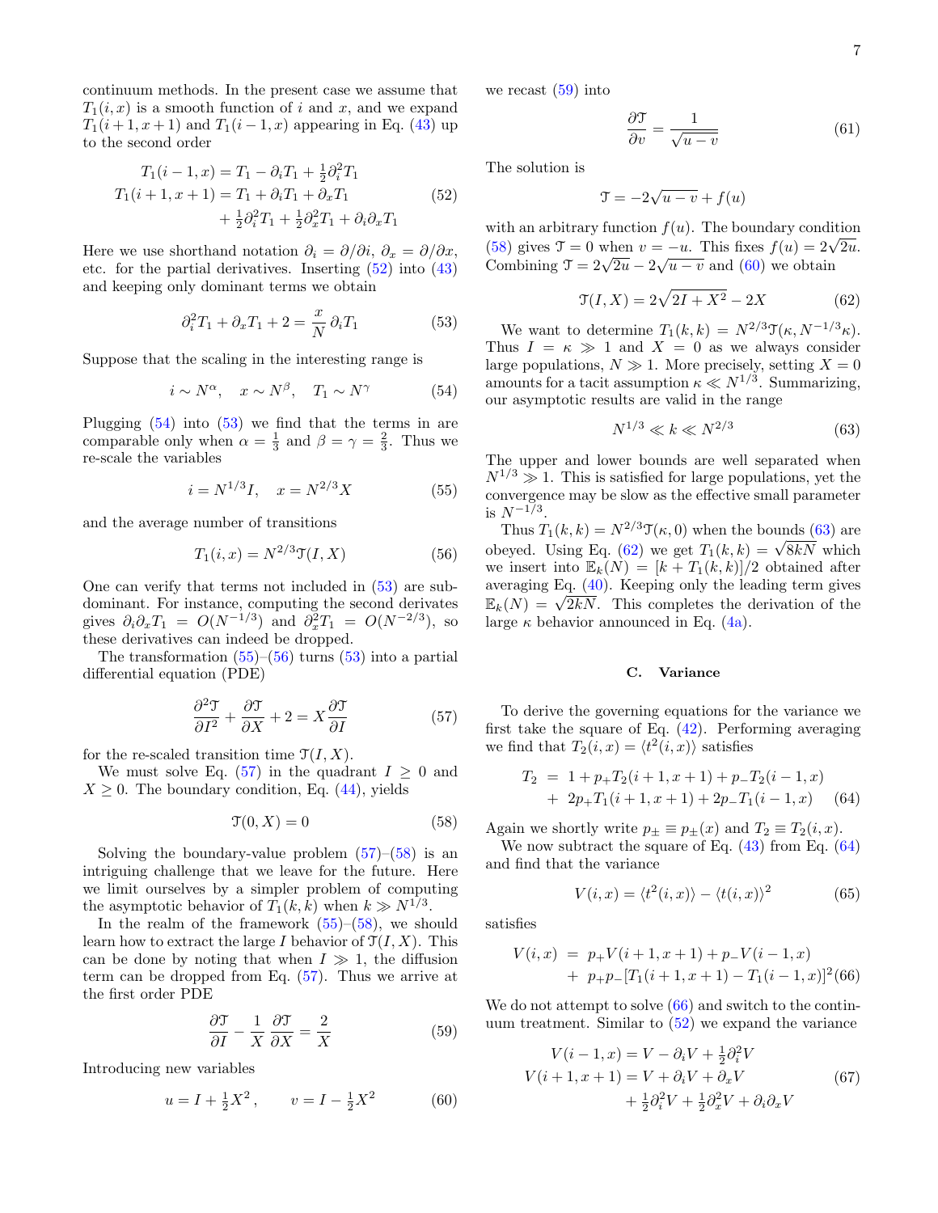continuum methods. In the present case we assume that $T_1(i,x)$ is a smooth function of $i$ and $x$, and we expand $T_1(i+1,x+1)$ and $T_1(i-1,x)$ appearing in Eq. (43) up to the second order

$$
\begin{aligned}
T_1(i-1,x) &= T_1 - \partial_i T_1 + \tfrac{1}{2}\partial_i^2 T_1 \\
T_1(i+1,x+1) &= T_1 + \partial_i T_1 + \partial_x T_1 \\
&\quad + \tfrac{1}{2}\partial_i^2 T_1 + \tfrac{1}{2}\partial_x^2 T_1 + \partial_i \partial_x T_1
\end{aligned}
\tag{52}
$$

Here we use shorthand notation $\partial_i = \partial/\partial i$, $\partial_x = \partial/\partial x$, etc. for the partial derivatives. Inserting (52) into (43) and keeping only dominant terms we obtain

$$
\partial_i^2 T_1 + \partial_x T_1 + 2 = \frac{x}{N}\,\partial_i T_1 \tag{53}
$$

Suppose that the scaling in the interesting range is

$$
i \sim N^\alpha, \quad x \sim N^\beta, \quad T_1 \sim N^\gamma \tag{54}
$$

Plugging (54) into (53) we find that the terms in are comparable only when $\alpha = \frac{1}{3}$ and $\beta = \gamma = \frac{2}{3}$. Thus we re-scale the variables

$$
i = N^{1/3} I, \quad x = N^{2/3} X \tag{55}
$$

and the average number of transitions

$$
T_1(i,x) = N^{2/3}\mathcal{T}(I,X) \tag{56}
$$

One can verify that terms not included in (53) are subdominant. For instance, computing the second derivates gives $\partial_i\partial_x T_1 = O(N^{-1/3})$ and $\partial_x^2 T_1 = O(N^{-2/3})$, so these derivatives can indeed be dropped.

The transformation (55)–(56) turns (53) into a partial differential equation (PDE)

$$
\frac{\partial^2 \mathcal{T}}{\partial I^2} + \frac{\partial \mathcal{T}}{\partial X} + 2 = X\frac{\partial \mathcal{T}}{\partial I} \tag{57}
$$

for the re-scaled transition time $\mathcal{T}(I,X)$.

We must solve Eq. (57) in the quadrant $I \geq 0$ and $X \geq 0$. The boundary condition, Eq. (44), yields

$$
\mathcal{T}(0,X) = 0 \tag{58}
$$

Solving the boundary-value problem (57)–(58) is an intriguing challenge that we leave for the future. Here we limit ourselves by a simpler problem of computing the asymptotic behavior of $T_1(k,k)$ when $k \gg N^{1/3}$.

In the realm of the framework (55)–(58), we should learn how to extract the large $I$ behavior of $\mathcal{T}(I,X)$. This can be done by noting that when $I \gg 1$, the diffusion term can be dropped from Eq. (57). Thus we arrive at the first order PDE

$$
\frac{\partial \mathcal{T}}{\partial I} - \frac{1}{X}\frac{\partial \mathcal{T}}{\partial X} = \frac{2}{X} \tag{59}
$$

Introducing new variables

$$
u = I + \tfrac{1}{2}X^2\,, \qquad v = I - \tfrac{1}{2}X^2 \tag{60}
$$

we recast (59) into

$$
\frac{\partial \mathcal{T}}{\partial v} = \frac{1}{\sqrt{u-v}} \tag{61}
$$

The solution is

$$
\mathcal{T} = -2\sqrt{u-v} + f(u)
$$

with an arbitrary function $f(u)$. The boundary condition (58) gives $\mathcal{T} = 0$ when $v = -u$. This fixes $f(u) = 2\sqrt{2u}$. Combining $\mathcal{T} = 2\sqrt{2u} - 2\sqrt{u-v}$ and (60) we obtain

$$
\mathcal{T}(I,X) = 2\sqrt{2I + X^2} - 2X \tag{62}
$$

We want to determine $T_1(k,k) = N^{2/3}\mathcal{T}(\kappa, N^{-1/3}\kappa)$. Thus $I = \kappa \gg 1$ and $X = 0$ as we always consider large populations, $N \gg 1$. More precisely, setting $X = 0$ amounts for a tacit assumption $\kappa \ll N^{1/3}$. Summarizing, our asymptotic results are valid in the range

$$
N^{1/3} \ll k \ll N^{2/3} \tag{63}
$$

The upper and lower bounds are well separated when $N^{1/3} \gg 1$. This is satisfied for large populations, yet the convergence may be slow as the effective small parameter is $N^{-1/3}$.

Thus $T_1(k,k) = N^{2/3}\mathcal{T}(\kappa, 0)$ when the bounds (63) are obeyed. Using Eq. (62) we get $T_1(k,k) = \sqrt{8kN}$ which we insert into $\mathbb{E}_k(N) = [k + T_1(k,k)]/2$ obtained after averaging Eq. (40). Keeping only the leading term gives $\mathbb{E}_k(N) = \sqrt{2kN}$. This completes the derivation of the large $\kappa$ behavior announced in Eq. (4a).

### C. Variance

To derive the governing equations for the variance we first take the square of Eq. (42). Performing averaging we find that $T_2(i,x) = \langle t^2(i,x)\rangle$ satisfies

$$
\begin{aligned}
T_2 \;&=\; 1 + p_+ T_2(i+1,x+1) + p_- T_2(i-1,x) \\
&+\; 2p_+ T_1(i+1,x+1) + 2p_- T_1(i-1,x)
\end{aligned}
\tag{64}
$$

Again we shortly write $p_\pm \equiv p_\pm(x)$ and $T_2 \equiv T_2(i,x)$.

We now subtract the square of Eq. (43) from Eq. (64) and find that the variance

$$
V(i,x) = \langle t^2(i,x)\rangle - \langle t(i,x)\rangle^2 \tag{65}
$$

satisfies

$$
\begin{aligned}
V(i,x) \;&=\; p_+ V(i+1,x+1) + p_- V(i-1,x) \\
&+\; p_+ p_- [T_1(i+1,x+1) - T_1(i-1,x)]^2
\end{aligned}
\tag{66}
$$

We do not attempt to solve (66) and switch to the continuum treatment. Similar to (52) we expand the variance

$$
\begin{aligned}
V(i-1,x) &= V - \partial_i V + \tfrac{1}{2}\partial_i^2 V \\
V(i+1,x+1) &= V + \partial_i V + \partial_x V \\
&\quad + \tfrac{1}{2}\partial_i^2 V + \tfrac{1}{2}\partial_x^2 V + \partial_i \partial_x V
\end{aligned}
\tag{67}
$$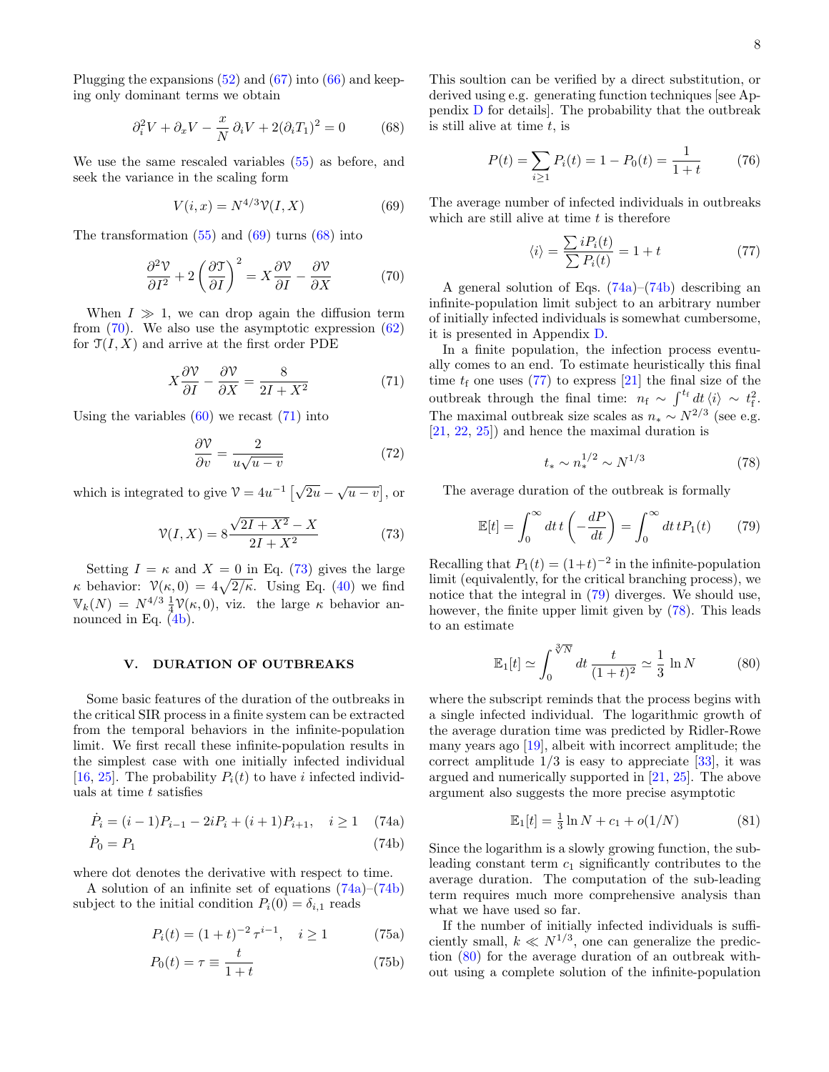Plugging the expansions (52) and (67) into (66) and keeping only dominant terms we obtain

$$\partial_i^2 V + \partial_x V - \frac{x}{N}\,\partial_i V + 2(\partial_i T_1)^2 = 0 \tag{68}$$

We use the same rescaled variables (55) as before, and seek the variance in the scaling form

$$V(i,x) = N^{4/3}\mathcal{V}(I,X) \tag{69}$$

The transformation (55) and (69) turns (68) into

$$\frac{\partial^2 \mathcal{V}}{\partial I^2} + 2\left(\frac{\partial \mathcal{T}}{\partial I}\right)^2 = X\frac{\partial \mathcal{V}}{\partial I} - \frac{\partial \mathcal{V}}{\partial X} \tag{70}$$

When $I \gg 1$, we can drop again the diffusion term from (70). We also use the asymptotic expression (62) for $\mathcal{T}(I,X)$ and arrive at the first order PDE

$$X\frac{\partial \mathcal{V}}{\partial I} - \frac{\partial \mathcal{V}}{\partial X} = \frac{8}{2I + X^2} \tag{71}$$

Using the variables (60) we recast (71) into

$$\frac{\partial \mathcal{V}}{\partial v} = \frac{2}{u\sqrt{u-v}} \tag{72}$$

which is integrated to give $\mathcal{V} = 4u^{-1}\left[\sqrt{2u} - \sqrt{u-v}\right]$, or

$$\mathcal{V}(I,X) = 8\frac{\sqrt{2I+X^2} - X}{2I + X^2} \tag{73}$$

Setting $I = \kappa$ and $X = 0$ in Eq. (73) gives the large $\kappa$ behavior: $\mathcal{V}(\kappa, 0) = 4\sqrt{2/\kappa}$. Using Eq. (40) we find $\mathbb{V}_k(N) = N^{4/3}\,\frac{1}{4}\mathcal{V}(\kappa,0)$, viz. the large $\kappa$ behavior announced in Eq. (4b).

## V. DURATION OF OUTBREAKS

Some basic features of the duration of the outbreaks in the critical SIR process in a finite system can be extracted from the temporal behaviors in the infinite-population limit. We first recall these infinite-population results in the simplest case with one initially infected individual [16, 25]. The probability $P_i(t)$ to have $i$ infected individuals at time $t$ satisfies

$$\dot{P}_i = (i-1)P_{i-1} - 2iP_i + (i+1)P_{i+1}, \quad i \geq 1 \tag{74a}$$

$$\dot{P}_0 = P_1 \tag{74b}$$

where dot denotes the derivative with respect to time.

A solution of an infinite set of equations (74a)–(74b) subject to the initial condition $P_i(0) = \delta_{i,1}$ reads

$$P_i(t) = (1+t)^{-2}\,\tau^{i-1}, \quad i \geq 1 \tag{75a}$$

$$P_0(t) = \tau \equiv \frac{t}{1+t} \tag{75b}$$

This soultion can be verified by a direct substitution, or derived using e.g. generating function techniques [see Appendix D for details]. The probability that the outbreak is still alive at time $t$, is

$$P(t) = \sum_{i\geq 1} P_i(t) = 1 - P_0(t) = \frac{1}{1+t} \tag{76}$$

The average number of infected individuals in outbreaks which are still alive at time $t$ is therefore

$$\langle i \rangle = \frac{\sum iP_i(t)}{\sum P_i(t)} = 1 + t \tag{77}$$

A general solution of Eqs. (74a)–(74b) describing an infinite-population limit subject to an arbitrary number of initially infected individuals is somewhat cumbersome, it is presented in Appendix D.

In a finite population, the infection process eventually comes to an end. To estimate heuristically this final time $t_\text{f}$ one uses (77) to express [21] the final size of the outbreak through the final time: $n_\text{f} \sim \int^{t_\text{f}} dt\,\langle i \rangle \sim t_\text{f}^2$. The maximal outbreak size scales as $n_* \sim N^{2/3}$ (see e.g. [21, 22, 25]) and hence the maximal duration is

$$t_* \sim n_*^{1/2} \sim N^{1/3} \tag{78}$$

The average duration of the outbreak is formally

$$\mathbb{E}[t] = \int_0^\infty dt\, t\left(-\frac{dP}{dt}\right) = \int_0^\infty dt\, tP_1(t) \tag{79}$$

Recalling that $P_1(t) = (1+t)^{-2}$ in the infinite-population limit (equivalently, for the critical branching process), we notice that the integral in (79) diverges. We should use, however, the finite upper limit given by (78). This leads to an estimate

$$\mathbb{E}_1[t] \simeq \int_0^{\sqrt[3]{N}} dt\, \frac{t}{(1+t)^2} \simeq \frac{1}{3}\ln N \tag{80}$$

where the subscript reminds that the process begins with a single infected individual. The logarithmic growth of the average duration time was predicted by Ridler-Rowe many years ago [19], albeit with incorrect amplitude; the correct amplitude 1/3 is easy to appreciate [33], it was argued and numerically supported in [21, 25]. The above argument also suggests the more precise asymptotic

$$\mathbb{E}_1[t] = \tfrac{1}{3}\ln N + c_1 + o(1/N) \tag{81}$$

Since the logarithm is a slowly growing function, the subleading constant term $c_1$ significantly contributes to the average duration. The computation of the sub-leading term requires much more comprehensive analysis than what we have used so far.

If the number of initially infected individuals is sufficiently small, $k \ll N^{1/3}$, one can generalize the prediction (80) for the average duration of an outbreak without using a complete solution of the infinite-population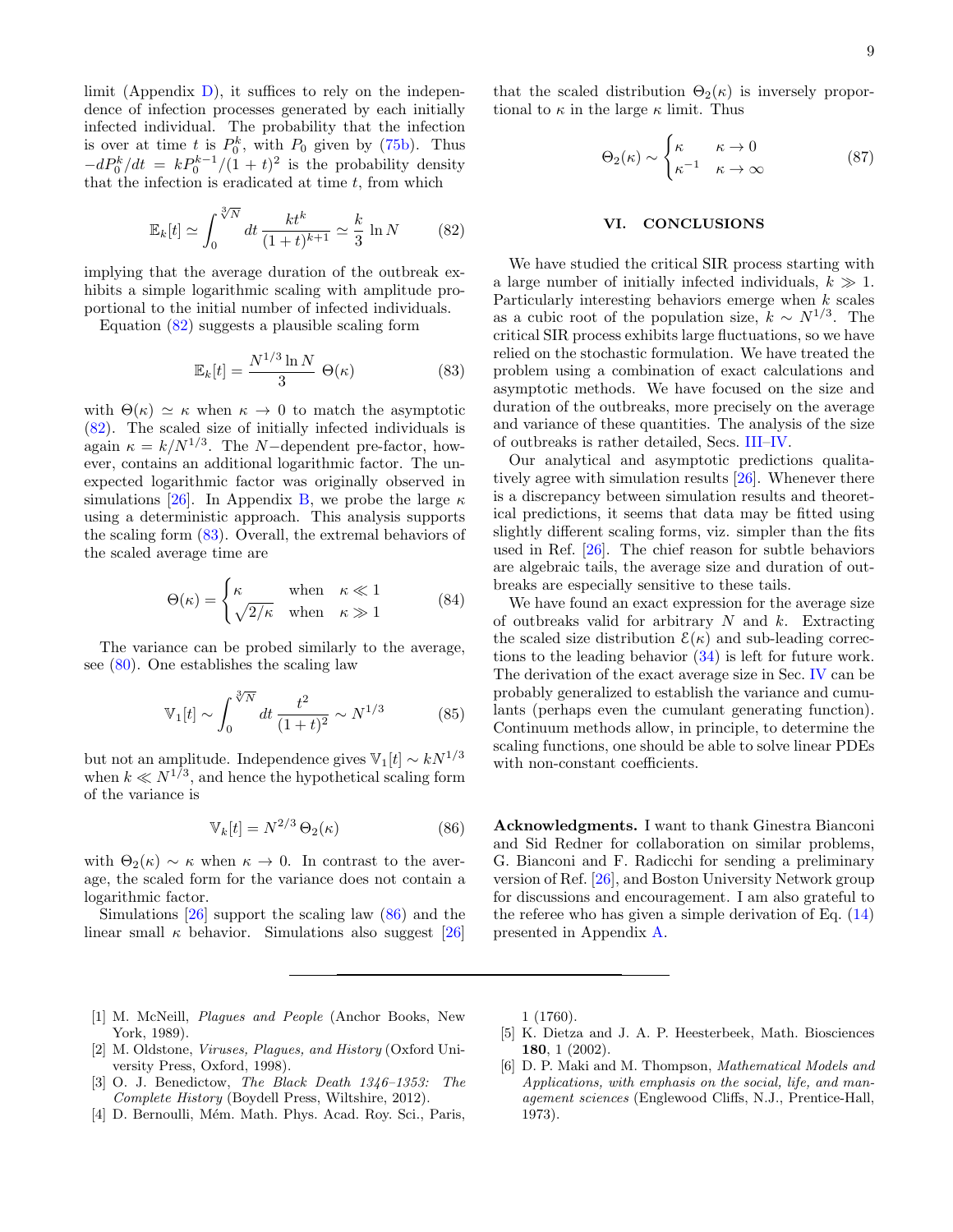limit (Appendix D), it suffices to rely on the independence of infection processes generated by each initially infected individual. The probability that the infection is over at time $t$ is $P_0^k$, with $P_0$ given by (75b). Thus $-dP_0^k/dt = kP_0^{k-1}/(1+t)^2$ is the probability density that the infection is eradicated at time $t$, from which

$$\mathbb{E}_k[t] \simeq \int_0^{\sqrt[3]{N}} dt\, \frac{kt^k}{(1+t)^{k+1}} \simeq \frac{k}{3}\ln N \tag{82}$$

implying that the average duration of the outbreak exhibits a simple logarithmic scaling with amplitude proportional to the initial number of infected individuals.

Equation (82) suggests a plausible scaling form

$$\mathbb{E}_k[t] = \frac{N^{1/3}\ln N}{3}\,\Theta(\kappa) \tag{83}$$

with $\Theta(\kappa) \simeq \kappa$ when $\kappa \to 0$ to match the asymptotic (82). The scaled size of initially infected individuals is again $\kappa = k/N^{1/3}$. The $N-$dependent pre-factor, however, contains an additional logarithmic factor. The unexpected logarithmic factor was originally observed in simulations [26]. In Appendix B, we probe the large $\kappa$ using a deterministic approach. This analysis supports the scaling form (83). Overall, the extremal behaviors of the scaled average time are

$$\Theta(\kappa) = \begin{cases} \kappa & \text{when} \quad \kappa \ll 1 \\ \sqrt{2/\kappa} & \text{when} \quad \kappa \gg 1 \end{cases} \tag{84}$$

The variance can be probed similarly to the average, see (80). One establishes the scaling law

$$\mathbb{V}_1[t] \sim \int_0^{\sqrt[3]{N}} dt\, \frac{t^2}{(1+t)^2} \sim N^{1/3} \tag{85}$$

but not an amplitude. Independence gives $\mathbb{V}_1[t] \sim kN^{1/3}$ when $k \ll N^{1/3}$, and hence the hypothetical scaling form of the variance is

$$\mathbb{V}_k[t] = N^{2/3}\,\Theta_2(\kappa) \tag{86}$$

with $\Theta_2(\kappa) \sim \kappa$ when $\kappa \to 0$. In contrast to the average, the scaled form for the variance does not contain a logarithmic factor.

Simulations [26] support the scaling law (86) and the linear small $\kappa$ behavior. Simulations also suggest [26] that the scaled distribution $\Theta_2(\kappa)$ is inversely proportional to $\kappa$ in the large $\kappa$ limit. Thus

$$\Theta_2(\kappa) \sim \begin{cases} \kappa & \kappa \to 0 \\ \kappa^{-1} & \kappa \to \infty \end{cases} \tag{87}$$

## VI. CONCLUSIONS

We have studied the critical SIR process starting with a large number of initially infected individuals, $k \gg 1$. Particularly interesting behaviors emerge when $k$ scales as a cubic root of the population size, $k \sim N^{1/3}$. The critical SIR process exhibits large fluctuations, so we have relied on the stochastic formulation. We have treated the problem using a combination of exact calculations and asymptotic methods. We have focused on the size and duration of the outbreaks, more precisely on the average and variance of these quantities. The analysis of the size of outbreaks is rather detailed, Secs. III–IV.

Our analytical and asymptotic predictions qualitatively agree with simulation results [26]. Whenever there is a discrepancy between simulation results and theoretical predictions, it seems that data may be fitted using slightly different scaling forms, viz. simpler than the fits used in Ref. [26]. The chief reason for subtle behaviors are algebraic tails, the average size and duration of outbreaks are especially sensitive to these tails.

We have found an exact expression for the average size of outbreaks valid for arbitrary $N$ and $k$. Extracting the scaled size distribution $\mathcal{E}(\kappa)$ and sub-leading corrections to the leading behavior (34) is left for future work. The derivation of the exact average size in Sec. IV can be probably generalized to establish the variance and cumulants (perhaps even the cumulant generating function). Continuum methods allow, in principle, to determine the scaling functions, one should be able to solve linear PDEs with non-constant coefficients.

**Acknowledgments.** I want to thank Ginestra Bianconi and Sid Redner for collaboration on similar problems, G. Bianconi and F. Radicchi for sending a preliminary version of Ref. [26], and Boston University Network group for discussions and encouragement. I am also grateful to the referee who has given a simple derivation of Eq. (14) presented in Appendix A.

---

[1] M. McNeill, *Plagues and People* (Anchor Books, New York, 1989).

[2] M. Oldstone, *Viruses, Plagues, and History* (Oxford University Press, Oxford, 1998).

[3] O. J. Benedictow, *The Black Death 1346–1353: The Complete History* (Boydell Press, Wiltshire, 2012).

[4] D. Bernoulli, Mém. Math. Phys. Acad. Roy. Sci., Paris, 1 (1760).

[5] K. Dietza and J. A. P. Heesterbeek, Math. Biosciences **180**, 1 (2002).

[6] D. P. Maki and M. Thompson, *Mathematical Models and Applications, with emphasis on the social, life, and management sciences* (Englewood Cliffs, N.J., Prentice-Hall, 1973).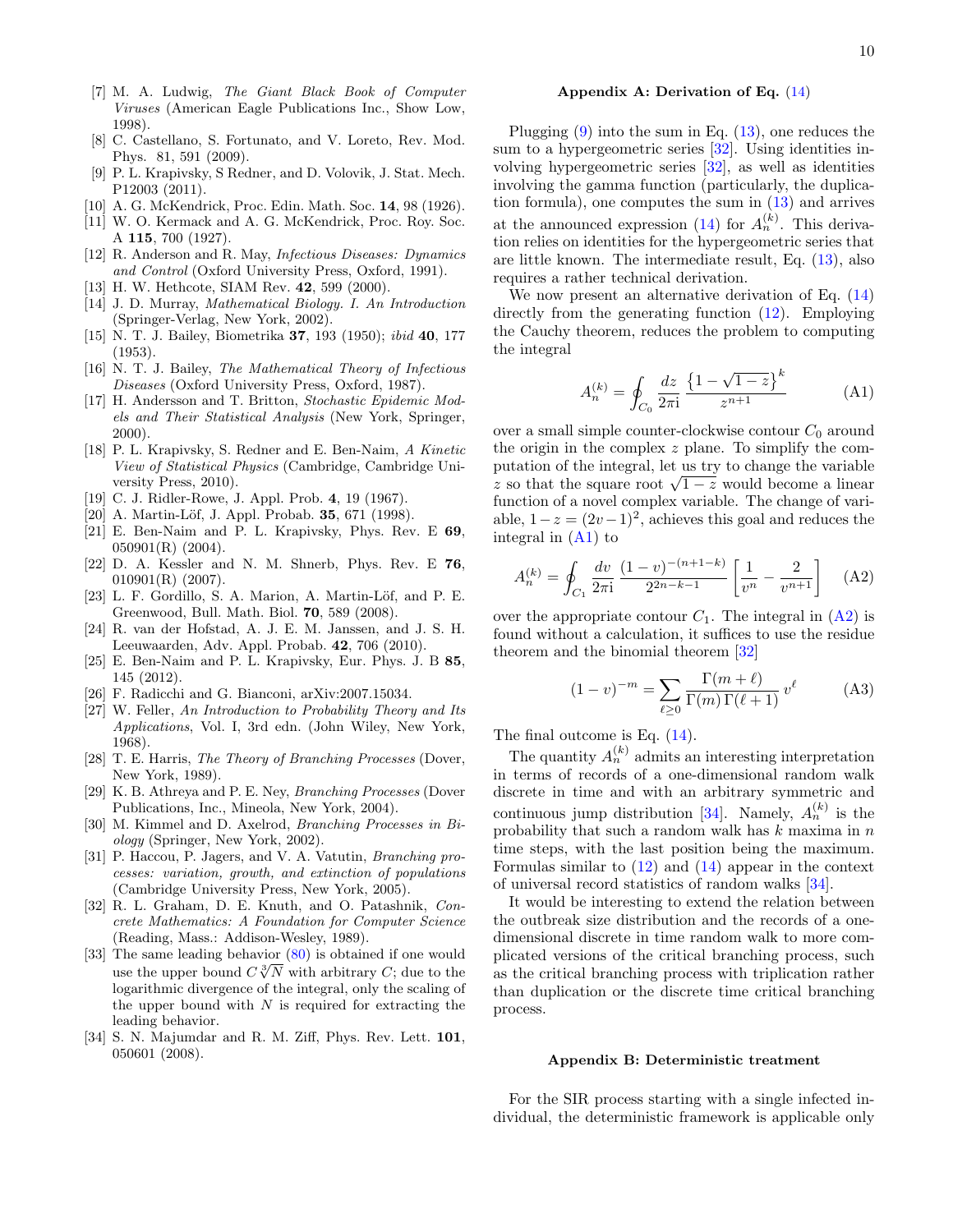[7] M. A. Ludwig, *The Giant Black Book of Computer Viruses* (American Eagle Publications Inc., Show Low, 1998).

[8] C. Castellano, S. Fortunato, and V. Loreto, Rev. Mod. Phys. 81, 591 (2009).

[9] P. L. Krapivsky, S Redner, and D. Volovik, J. Stat. Mech. P12003 (2011).

[10] A. G. McKendrick, Proc. Edin. Math. Soc. **14**, 98 (1926).

[11] W. O. Kermack and A. G. McKendrick, Proc. Roy. Soc. A **115**, 700 (1927).

[12] R. Anderson and R. May, *Infectious Diseases: Dynamics and Control* (Oxford University Press, Oxford, 1991).

[13] H. W. Hethcote, SIAM Rev. **42**, 599 (2000).

[14] J. D. Murray, *Mathematical Biology. I. An Introduction* (Springer-Verlag, New York, 2002).

[15] N. T. J. Bailey, Biometrika **37**, 193 (1950); *ibid* **40**, 177 (1953).

[16] N. T. J. Bailey, *The Mathematical Theory of Infectious Diseases* (Oxford University Press, Oxford, 1987).

[17] H. Andersson and T. Britton, *Stochastic Epidemic Models and Their Statistical Analysis* (New York, Springer, 2000).

[18] P. L. Krapivsky, S. Redner and E. Ben-Naim, *A Kinetic View of Statistical Physics* (Cambridge, Cambridge University Press, 2010).

[19] C. J. Ridler-Rowe, J. Appl. Prob. **4**, 19 (1967).

[20] A. Martin-Löf, J. Appl. Probab. **35**, 671 (1998).

[21] E. Ben-Naim and P. L. Krapivsky, Phys. Rev. E **69**, 050901(R) (2004).

[22] D. A. Kessler and N. M. Shnerb, Phys. Rev. E **76**, 010901(R) (2007).

[23] L. F. Gordillo, S. A. Marion, A. Martin-Löf, and P. E. Greenwood, Bull. Math. Biol. **70**, 589 (2008).

[24] R. van der Hofstad, A. J. E. M. Janssen, and J. S. H. Leeuwaarden, Adv. Appl. Probab. **42**, 706 (2010).

[25] E. Ben-Naim and P. L. Krapivsky, Eur. Phys. J. B **85**, 145 (2012).

[26] F. Radicchi and G. Bianconi, arXiv:2007.15034.

[27] W. Feller, *An Introduction to Probability Theory and Its Applications*, Vol. I, 3rd edn. (John Wiley, New York, 1968).

[28] T. E. Harris, *The Theory of Branching Processes* (Dover, New York, 1989).

[29] K. B. Athreya and P. E. Ney, *Branching Processes* (Dover Publications, Inc., Mineola, New York, 2004).

[30] M. Kimmel and D. Axelrod, *Branching Processes in Biology* (Springer, New York, 2002).

[31] P. Haccou, P. Jagers, and V. A. Vatutin, *Branching processes: variation, growth, and extinction of populations* (Cambridge University Press, New York, 2005).

[32] R. L. Graham, D. E. Knuth, and O. Patashnik, *Concrete Mathematics: A Foundation for Computer Science* (Reading, Mass.: Addison-Wesley, 1989).

[33] The same leading behavior (80) is obtained if one would use the upper bound $C\sqrt[3]{N}$ with arbitrary $C$; due to the logarithmic divergence of the integral, only the scaling of the upper bound with $N$ is required for extracting the leading behavior.

[34] S. N. Majumdar and R. M. Ziff, Phys. Rev. Lett. **101**, 050601 (2008).

## Appendix A: Derivation of Eq. (14)

Plugging (9) into the sum in Eq. (13), one reduces the sum to a hypergeometric series [32]. Using identities involving hypergeometric series [32], as well as identities involving the gamma function (particularly, the duplication formula), one computes the sum in (13) and arrives at the announced expression (14) for $A_n^{(k)}$. This derivation relies on identities for the hypergeometric series that are little known. The intermediate result, Eq. (13), also requires a rather technical derivation.

We now present an alternative derivation of Eq. (14) directly from the generating function (12). Employing the Cauchy theorem, reduces the problem to computing the integral

$$A_n^{(k)} = \oint_{C_0} \frac{dz}{2\pi \mathrm{i}}\, \frac{\left\{1-\sqrt{1-z}\right\}^k}{z^{n+1}} \tag{A1}$$

over a small simple counter-clockwise contour $C_0$ around the origin in the complex $z$ plane. To simplify the computation of the integral, let us try to change the variable $z$ so that the square root $\sqrt{1-z}$ would become a linear function of a novel complex variable. The change of variable, $1-z=(2v-1)^2$, achieves this goal and reduces the integral in (A1) to

$$A_n^{(k)} = \oint_{C_1} \frac{dv}{2\pi \mathrm{i}}\, \frac{(1-v)^{-(n+1-k)}}{2^{2n-k-1}} \left[\frac{1}{v^n} - \frac{2}{v^{n+1}}\right] \tag{A2}$$

over the appropriate contour $C_1$. The integral in (A2) is found without a calculation, it suffices to use the residue theorem and the binomial theorem [32]

$$(1-v)^{-m} = \sum_{\ell\geq 0} \frac{\Gamma(m+\ell)}{\Gamma(m)\,\Gamma(\ell+1)}\, v^\ell \tag{A3}$$

The final outcome is Eq. (14).

The quantity $A_n^{(k)}$ admits an interesting interpretation in terms of records of a one-dimensional random walk discrete in time and with an arbitrary symmetric and continuous jump distribution [34]. Namely, $A_n^{(k)}$ is the probability that such a random walk has $k$ maxima in $n$ time steps, with the last position being the maximum. Formulas similar to (12) and (14) appear in the context of universal record statistics of random walks [34].

It would be interesting to extend the relation between the outbreak size distribution and the records of a one-dimensional discrete in time random walk to more complicated versions of the critical branching process, such as the critical branching process with triplication rather than duplication or the discrete time critical branching process.

## Appendix B: Deterministic treatment

For the SIR process starting with a single infected individual, the deterministic framework is applicable only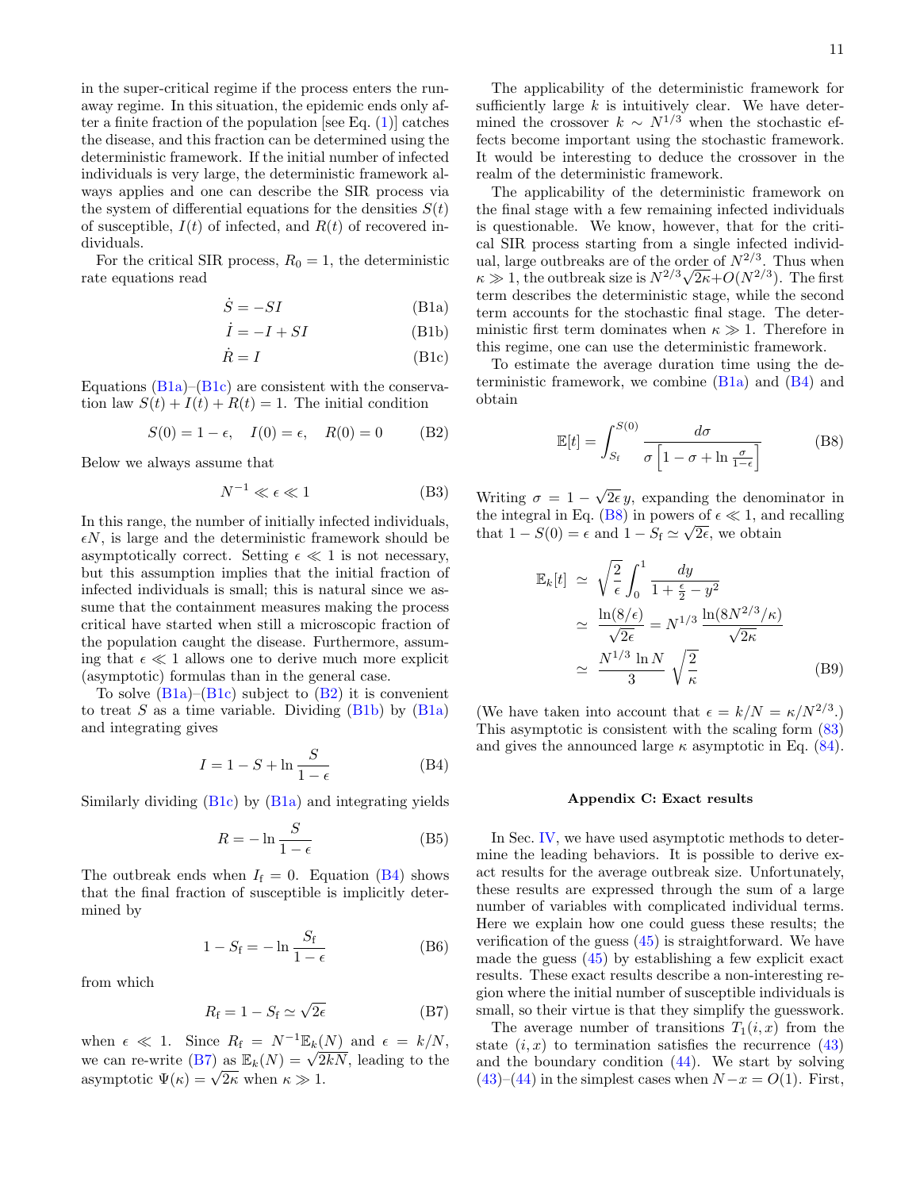in the super-critical regime if the process enters the runaway regime. In this situation, the epidemic ends only after a finite fraction of the population [see Eq. (1)] catches the disease, and this fraction can be determined using the deterministic framework. If the initial number of infected individuals is very large, the deterministic framework always applies and one can describe the SIR process via the system of differential equations for the densities $S(t)$ of susceptible, $I(t)$ of infected, and $R(t)$ of recovered individuals.

For the critical SIR process, $R_0 = 1$, the deterministic rate equations read

$$\dot{S} = -SI \tag{B1a}$$

$$\dot{I} = -I + SI \tag{B1b}$$

$$\dot{R} = I \tag{B1c}$$

Equations (B1a)–(B1c) are consistent with the conservation law $S(t) + I(t) + R(t) = 1$. The initial condition

$$S(0) = 1 - \epsilon, \quad I(0) = \epsilon, \quad R(0) = 0 \tag{B2}$$

Below we always assume that

$$N^{-1} \ll \epsilon \ll 1 \tag{B3}$$

In this range, the number of initially infected individuals, $\epsilon N$, is large and the deterministic framework should be asymptotically correct. Setting $\epsilon \ll 1$ is not necessary, but this assumption implies that the initial fraction of infected individuals is small; this is natural since we assume that the containment measures making the process critical have started when still a microscopic fraction of the population caught the disease. Furthermore, assuming that $\epsilon \ll 1$ allows one to derive much more explicit (asymptotic) formulas than in the general case.

To solve (B1a)–(B1c) subject to (B2) it is convenient to treat $S$ as a time variable. Dividing (B1b) by (B1a) and integrating gives

$$I = 1 - S + \ln \frac{S}{1-\epsilon} \tag{B4}$$

Similarly dividing (B1c) by (B1a) and integrating yields

$$R = -\ln \frac{S}{1-\epsilon} \tag{B5}$$

The outbreak ends when $I_\text{f} = 0$. Equation (B4) shows that the final fraction of susceptible is implicitly determined by

$$1 - S_\text{f} = -\ln \frac{S_\text{f}}{1-\epsilon} \tag{B6}$$

from which

$$R_\text{f} = 1 - S_\text{f} \simeq \sqrt{2\epsilon} \tag{B7}$$

when $\epsilon \ll 1$. Since $R_\text{f} = N^{-1}\mathbb{E}_k(N)$ and $\epsilon = k/N$, we can re-write (B7) as $\mathbb{E}_k(N) = \sqrt{2kN}$, leading to the asymptotic $\Psi(\kappa) = \sqrt{2\kappa}$ when $\kappa \gg 1$.

The applicability of the deterministic framework for sufficiently large $k$ is intuitively clear. We have determined the crossover $k \sim N^{1/3}$ when the stochastic effects become important using the stochastic framework. It would be interesting to deduce the crossover in the realm of the deterministic framework.

The applicability of the deterministic framework on the final stage with a few remaining infected individuals is questionable. We know, however, that for the critical SIR process starting from a single infected individual, large outbreaks are of the order of $N^{2/3}$. Thus when $\kappa \gg 1$, the outbreak size is $N^{2/3}\sqrt{2\kappa} + O(N^{2/3})$. The first term describes the deterministic stage, while the second term accounts for the stochastic final stage. The deterministic first term dominates when $\kappa \gg 1$. Therefore in this regime, one can use the deterministic framework.

To estimate the average duration time using the deterministic framework, we combine (B1a) and (B4) and obtain

$$\mathbb{E}[t] = \int_{S_\text{f}}^{S(0)} \frac{d\sigma}{\sigma\left[1 - \sigma + \ln \frac{\sigma}{1-\epsilon}\right]} \tag{B8}$$

Writing $\sigma = 1 - \sqrt{2\epsilon}\, y$, expanding the denominator in the integral in Eq. (B8) in powers of $\epsilon \ll 1$, and recalling that $1 - S(0) = \epsilon$ and $1 - S_\text{f} \simeq \sqrt{2\epsilon}$, we obtain

$$\begin{aligned}
\mathbb{E}_k[t] &\simeq \sqrt{\frac{2}{\epsilon}} \int_0^1 \frac{dy}{1 + \frac{\epsilon}{2} - y^2} \\
&\simeq \frac{\ln(8/\epsilon)}{\sqrt{2\epsilon}} = N^{1/3}\, \frac{\ln(8N^{2/3}/\kappa)}{\sqrt{2\kappa}} \\
&\simeq \frac{N^{1/3} \ln N}{3} \sqrt{\frac{2}{\kappa}}
\end{aligned} \tag{B9}$$

(We have taken into account that $\epsilon = k/N = \kappa/N^{2/3}$.) This asymptotic is consistent with the scaling form (83) and gives the announced large $\kappa$ asymptotic in Eq. (84).

## Appendix C: Exact results

In Sec. IV, we have used asymptotic methods to determine the leading behaviors. It is possible to derive exact results for the average outbreak size. Unfortunately, these results are expressed through the sum of a large number of variables with complicated individual terms. Here we explain how one could guess these results; the verification of the guess (45) is straightforward. We have made the guess (45) by establishing a few explicit exact results. These exact results describe a non-interesting region where the initial number of susceptible individuals is small, so their virtue is that they simplify the guesswork.

The average number of transitions $T_1(i, x)$ from the state $(i, x)$ to termination satisfies the recurrence (43) and the boundary condition (44). We start by solving (43)–(44) in the simplest cases when $N - x = O(1)$. First,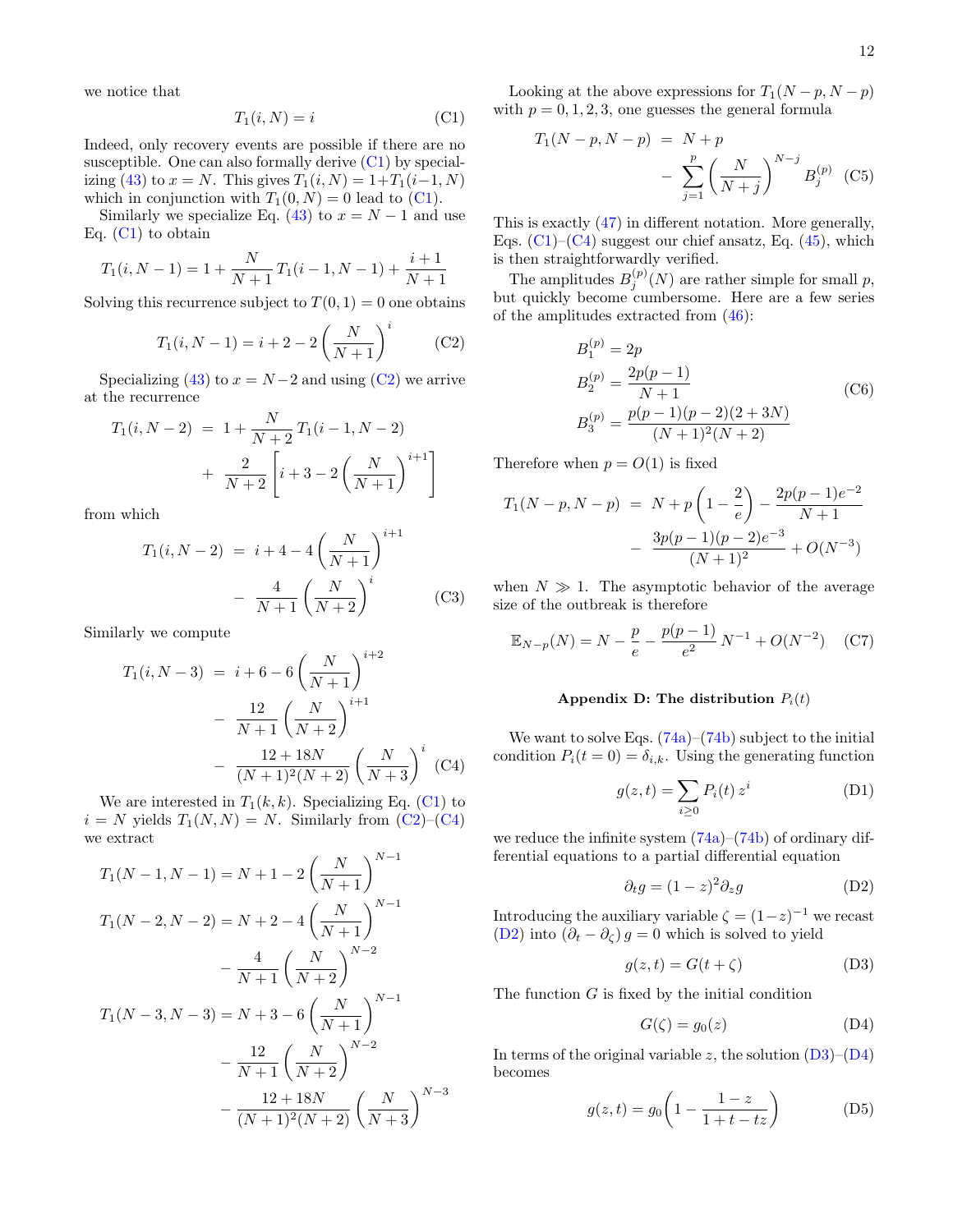we notice that

$$
T_1(i, N) = i \tag{C1}
$$

Indeed, only recovery events are possible if there are no susceptible. One can also formally derive (C1) by specializing (43) to $x = N$. This gives $T_1(i, N) = 1 + T_1(i-1, N)$ which in conjunction with $T_1(0, N) = 0$ lead to (C1).

Similarly we specialize Eq. (43) to $x = N-1$ and use Eq. (C1) to obtain

$$
T_1(i, N-1) = 1 + \frac{N}{N+1}\, T_1(i-1, N-1) + \frac{i+1}{N+1}
$$

Solving this recurrence subject to $T(0,1) = 0$ one obtains

$$
T_1(i, N-1) = i + 2 - 2\left(\frac{N}{N+1}\right)^i \tag{C2}
$$

Specializing (43) to $x = N-2$ and using (C2) we arrive at the recurrence

$$
\begin{aligned}
T_1(i, N-2) &= 1 + \frac{N}{N+2}\, T_1(i-1, N-2) \\
&+ \frac{2}{N+2}\left[i + 3 - 2\left(\frac{N}{N+1}\right)^{i+1}\right]
\end{aligned}
$$

from which

$$
\begin{aligned}
T_1(i, N-2) &= i + 4 - 4\left(\frac{N}{N+1}\right)^{i+1} \\
&- \frac{4}{N+1}\left(\frac{N}{N+2}\right)^{i}
\end{aligned} \tag{C3}
$$

Similarly we compute

$$
\begin{aligned}
T_1(i, N-3) &= i + 6 - 6\left(\frac{N}{N+1}\right)^{i+2} \\
&- \frac{12}{N+1}\left(\frac{N}{N+2}\right)^{i+1} \\
&- \frac{12+18N}{(N+1)^2(N+2)}\left(\frac{N}{N+3}\right)^{i}
\end{aligned} \tag{C4}
$$

We are interested in $T_1(k, k)$. Specializing Eq. (C1) to $i = N$ yields $T_1(N, N) = N$. Similarly from (C2)–(C4) we extract

$$
\begin{aligned}
T_1(N-1, N-1) &= N + 1 - 2\left(\frac{N}{N+1}\right)^{N-1} \\
T_1(N-2, N-2) &= N + 2 - 4\left(\frac{N}{N+1}\right)^{N-1} \\
&\quad - \frac{4}{N+1}\left(\frac{N}{N+2}\right)^{N-2} \\
T_1(N-3, N-3) &= N + 3 - 6\left(\frac{N}{N+1}\right)^{N-1} \\
&\quad - \frac{12}{N+1}\left(\frac{N}{N+2}\right)^{N-2} \\
&\quad - \frac{12+18N}{(N+1)^2(N+2)}\left(\frac{N}{N+3}\right)^{N-3}
\end{aligned}
$$

Looking at the above expressions for $T_1(N-p, N-p)$ with $p = 0, 1, 2, 3$, one guesses the general formula

$$
\begin{aligned}
T_1(N-p, N-p) &= N + p \\
&- \sum_{j=1}^{p}\left(\frac{N}{N+j}\right)^{N-j} B_j^{(p)}
\end{aligned} \tag{C5}
$$

This is exactly (47) in different notation. More generally, Eqs. (C1)–(C4) suggest our chief ansatz, Eq. (45), which is then straightforwardly verified.

The amplitudes $B_j^{(p)}(N)$ are rather simple for small $p$, but quickly become cumbersome. Here are a few series of the amplitudes extracted from (46):

$$
\begin{aligned}
B_1^{(p)} &= 2p \\
B_2^{(p)} &= \frac{2p(p-1)}{N+1} \\
B_3^{(p)} &= \frac{p(p-1)(p-2)(2+3N)}{(N+1)^2(N+2)}
\end{aligned} \tag{C6}
$$

Therefore when $p = O(1)$ is fixed

$$
\begin{aligned}
T_1(N-p, N-p) &= N + p\left(1 - \frac{2}{e}\right) - \frac{2p(p-1)e^{-2}}{N+1} \\
&- \frac{3p(p-1)(p-2)e^{-3}}{(N+1)^2} + O(N^{-3})
\end{aligned}
$$

when $N \gg 1$. The asymptotic behavior of the average size of the outbreak is therefore

$$
\mathbb{E}_{N-p}(N) = N - \frac{p}{e} - \frac{p(p-1)}{e^2}\, N^{-1} + O(N^{-2}) \tag{C7}
$$

## Appendix D: The distribution $P_i(t)$

We want to solve Eqs. (74a)–(74b) subject to the initial condition $P_i(t=0) = \delta_{i,k}$. Using the generating function

$$
g(z, t) = \sum_{i \geq 0} P_i(t)\, z^i \tag{D1}
$$

we reduce the infinite system (74a)–(74b) of ordinary differential equations to a partial differential equation

$$
\partial_t g = (1-z)^2 \partial_z g \tag{D2}
$$

Introducing the auxiliary variable $\zeta = (1-z)^{-1}$ we recast (D2) into $(\partial_t - \partial_\zeta)\, g = 0$ which is solved to yield

$$
g(z, t) = G(t + \zeta) \tag{D3}
$$

The function $G$ is fixed by the initial condition

$$
G(\zeta) = g_0(z) \tag{D4}
$$

In terms of the original variable $z$, the solution (D3)–(D4) becomes

$$
g(z, t) = g_0\!\left(1 - \frac{1-z}{1+t-tz}\right) \tag{D5}
$$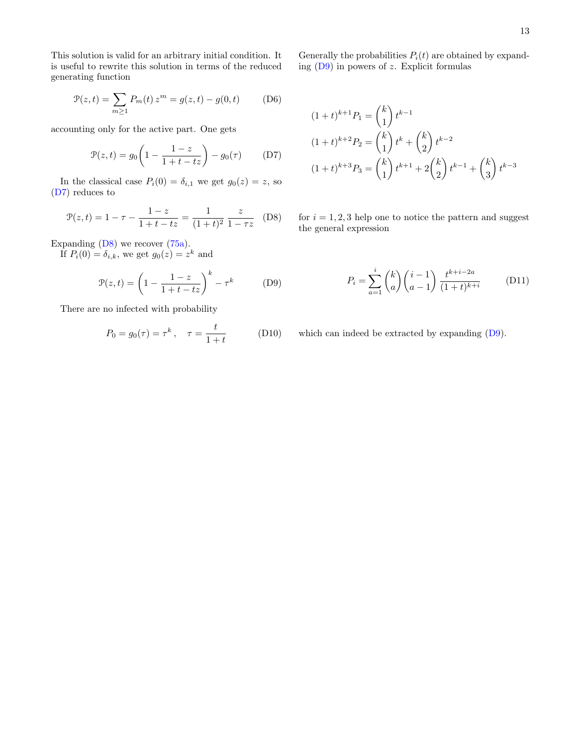This solution is valid for an arbitrary initial condition. It is useful to rewrite this solution in terms of the reduced generating function

$$\mathcal{P}(z,t) = \sum_{m\geq 1} P_m(t)\, z^m = g(z,t) - g(0,t) \tag{D6}$$

accounting only for the active part. One gets

$$\mathcal{P}(z,t) = g_0\!\left(1 - \frac{1-z}{1+t-tz}\right) - g_0(\tau) \tag{D7}$$

In the classical case $P_i(0) = \delta_{i,1}$ we get $g_0(z) = z$, so (D7) reduces to

$$\mathcal{P}(z,t) = 1 - \tau - \frac{1-z}{1+t-tz} = \frac{1}{(1+t)^2}\,\frac{z}{1-\tau z} \tag{D8}$$

Expanding (D8) we recover (75a).

If $P_i(0) = \delta_{i,k}$, we get $g_0(z) = z^k$ and

$$\mathcal{P}(z,t) = \left(1 - \frac{1-z}{1+t-tz}\right)^k - \tau^k \tag{D9}$$

There are no infected with probability

$$P_0 = g_0(\tau) = \tau^k\,, \quad \tau = \frac{t}{1+t} \tag{D10}$$

Generally the probabilities $P_i(t)$ are obtained by expanding (D9) in powers of $z$. Explicit formulas

$$
\begin{aligned}
(1+t)^{k+1} P_1 &= \binom{k}{1} t^{k-1} \\
(1+t)^{k+2} P_2 &= \binom{k}{1} t^{k} + \binom{k}{2} t^{k-2} \\
(1+t)^{k+3} P_3 &= \binom{k}{1} t^{k+1} + 2\binom{k}{2} t^{k-1} + \binom{k}{3} t^{k-3}
\end{aligned}
$$

for $i = 1, 2, 3$ help one to notice the pattern and suggest the general expression

$$P_i = \sum_{a=1}^{i} \binom{k}{a}\binom{i-1}{a-1} \frac{t^{k+i-2a}}{(1+t)^{k+i}} \tag{D11}$$

which can indeed be extracted by expanding (D9).